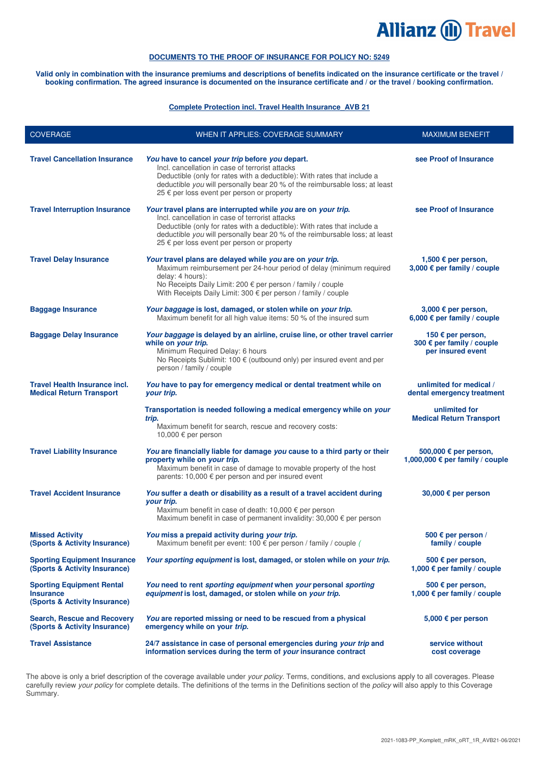**Allianz Travel**

**DOCUMENTS TO THE PROOF OF INSURANCE FOR POLICY NO: 5249**

**Valid only in combination with the insurance premiums and descriptions of benefits indicated on the insurance certificate or the travel / booking confirmation. The agreed insurance is documented on the insurance certificate and / or the travel / booking confirmation.**

**Complete Protection incl. Travel Health Insurance_AVB 21**

| COVERAGE | WHEN IT APPLIES: COVERAGE SUMMARY | MAXIMUM BENEFIT |
|---|---|---|
| **Travel Cancellation Insurance** | ***You* have to cancel *your trip* before *you* depart.**<br>Incl. cancellation in case of terrorist attacks<br>Deductible (only for rates with a deductible): With rates that include a deductible *you* will personally bear 20 % of the reimbursable loss; at least 25 € per loss event per person or property | **see Proof of Insurance** |
| **Travel Interruption Insurance** | ***Your* travel plans are interrupted while *you* are on *your trip*.**<br>Incl. cancellation in case of terrorist attacks<br>Deductible (only for rates with a deductible): With rates that include a deductible *you* will personally bear 20 % of the reimbursable loss; at least 25 € per loss event per person or property | **see Proof of Insurance** |
| **Travel Delay Insurance** | ***Your* travel plans are delayed while *you* are on *your trip*.**<br>Maximum reimbursement per 24-hour period of delay (minimum required delay: 4 hours):<br>No Receipts Daily Limit: 200 € per person / family / couple<br>With Receipts Daily Limit: 300 € per person / family / couple | **1,500 € per person, 3,000 € per family / couple** |
| **Baggage Insurance** | ***Your baggage* is lost, damaged, or stolen while on *your trip*.**<br>Maximum benefit for all high value items: 50 % of the insured sum | **3,000 € per person, 6,000 € per family / couple** |
| **Baggage Delay Insurance** | ***Your baggage* is delayed by an airline, cruise line, or other travel carrier while on *your trip*.**<br>Minimum Required Delay: 6 hours<br>No Receipts Sublimit: 100 € (outbound only) per insured event and per person / family / couple | **150 € per person, 300 € per family / couple per insured event** |
| **Travel Health Insurance incl. Medical Return Transport** | ***You* have to pay for emergency medical or dental treatment while on *your trip*.** | **unlimited for medical / dental emergency treatment** |
| | **Transportation is needed following a medical emergency while on *your trip*.**<br>Maximum benefit for search, rescue and recovery costs: 10,000 € per person | **unlimited for Medical Return Transport** |
| **Travel Liability Insurance** | ***You* are financially liable for damage *you* cause to a third party or their property while on *your trip*.**<br>Maximum benefit in case of damage to movable property of the host parents: 10,000 € per person and per insured event | **500,000 € per person, 1,000,000 € per family / couple** |
| **Travel Accident Insurance** | ***You* suffer a death or disability as a result of a travel accident during *your trip*.**<br>Maximum benefit in case of death: 10,000 € per person<br>Maximum benefit in case of permanent invalidity: 30,000 € per person | **30,000 € per person** |
| **Missed Activity (Sports & Activity Insurance)** | ***You* miss a prepaid activity during *your trip*.**<br>Maximum benefit per event: 100 € per person / family / couple ( | **500 € per person / family / couple** |
| **Sporting Equipment Insurance (Sports & Activity Insurance)** | ***Your sporting equipment* is lost, damaged, or stolen while on *your trip*.** | **500 € per person, 1,000 € per family / couple** |
| **Sporting Equipment Rental Insurance (Sports & Activity Insurance)** | ***You* need to rent *sporting equipment* when *your* personal *sporting equipment* is lost, damaged, or stolen while on *your trip*.** | **500 € per person, 1,000 € per family / couple** |
| **Search, Rescue and Recovery (Sports & Activity Insurance)** | ***You* are reported missing or need to be rescued from a physical emergency while on your *trip*.** | **5,000 € per person** |
| **Travel Assistance** | **24/7 assistance in case of personal emergencies during *your trip* and information services during the term of *your* insurance contract** | **service without cost coverage** |

The above is only a brief description of the coverage available under *your policy*. Terms, conditions, and exclusions apply to all coverages. Please carefully review *your policy* for complete details. The definitions of the terms in the Definitions section of the *policy* will also apply to this Coverage Summary.

2021-1083-PP_Komplett_mRK_oRT_1R_AVB21-06/2021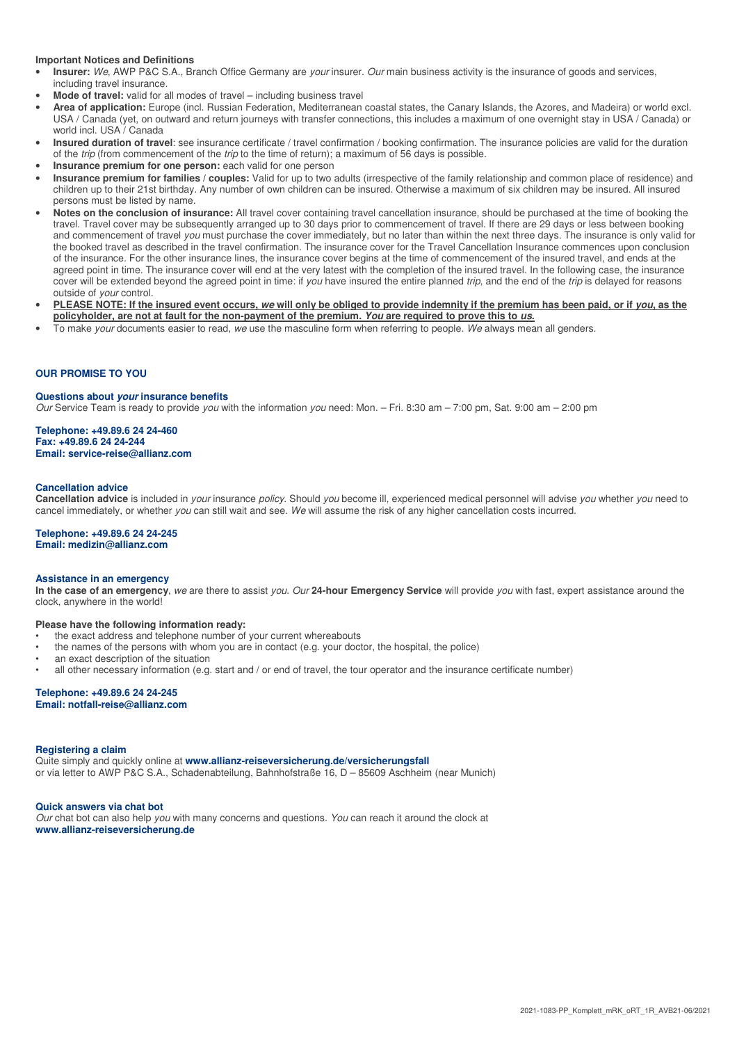**Important Notices and Definitions**

- **Insurer:** *We*, AWP P&C S.A., Branch Office Germany are *your* insurer. *Our* main business activity is the insurance of goods and services, including travel insurance.
- **Mode of travel:** valid for all modes of travel – including business travel
- **Area of application:** Europe (incl. Russian Federation, Mediterranean coastal states, the Canary Islands, the Azores, and Madeira) or world excl. USA / Canada (yet, on outward and return journeys with transfer connections, this includes a maximum of one overnight stay in USA / Canada) or world incl. USA / Canada
- **Insured duration of travel**: see insurance certificate / travel confirmation / booking confirmation. The insurance policies are valid for the duration of the *trip* (from commencement of the *trip* to the time of return); a maximum of 56 days is possible.
- **Insurance premium for one person:** each valid for one person
- **Insurance premium for families / couples:** Valid for up to two adults (irrespective of the family relationship and common place of residence) and children up to their 21st birthday. Any number of own children can be insured. Otherwise a maximum of six children may be insured. All insured persons must be listed by name.
- **Notes on the conclusion of insurance:** All travel cover containing travel cancellation insurance, should be purchased at the time of booking the travel. Travel cover may be subsequently arranged up to 30 days prior to commencement of travel. If there are 29 days or less between booking and commencement of travel *you* must purchase the cover immediately, but no later than within the next three days. The insurance is only valid for the booked travel as described in the travel confirmation. The insurance cover for the Travel Cancellation Insurance commences upon conclusion of the insurance. For the other insurance lines, the insurance cover begins at the time of commencement of the insured travel, and ends at the agreed point in time. The insurance cover will end at the very latest with the completion of the insured travel. In the following case, the insurance cover will be extended beyond the agreed point in time: if *you* have insured the entire planned *trip*, and the end of the *trip* is delayed for reasons outside of *your* control.
- **PLEASE NOTE: If the insured event occurs, *we* will only be obliged to provide indemnity if the premium has been paid, or if *you*, as the policyholder, are not at fault for the non-payment of the premium. *You* are required to prove this to *us*.**
- To make *your* documents easier to read, *we* use the masculine form when referring to people. *We* always mean all genders.

## OUR PROMISE TO YOU

### Questions about *your* insurance benefits

*Our* Service Team is ready to provide *you* with the information *you* need: Mon. – Fri. 8:30 am – 7:00 pm, Sat. 9:00 am – 2:00 pm

**Telephone: +49.89.6 24 24-460**
**Fax: +49.89.6 24 24-244**
**Email: service-reise@allianz.com**

### Cancellation advice

**Cancellation advice** is included in *your* insurance *policy*. Should *you* become ill, experienced medical personnel will advise *you* whether *you* need to cancel immediately, or whether *you* can still wait and see. *We* will assume the risk of any higher cancellation costs incurred.

**Telephone: +49.89.6 24 24-245**
**Email: medizin@allianz.com**

### Assistance in an emergency

**In the case of an emergency**, *we* are there to assist *you*. *Our* **24-hour Emergency Service** will provide *you* with fast, expert assistance around the clock, anywhere in the world!

**Please have the following information ready:**

- the exact address and telephone number of your current whereabouts
- the names of the persons with whom you are in contact (e.g. your doctor, the hospital, the police)
- an exact description of the situation
- all other necessary information (e.g. start and / or end of travel, the tour operator and the insurance certificate number)

**Telephone: +49.89.6 24 24-245**
**Email: notfall-reise@allianz.com**

### Registering a claim

Quite simply and quickly online at **www.allianz-reiseversicherung.de/versicherungsfall**
or via letter to AWP P&C S.A., Schadenabteilung, Bahnhofstraße 16, D – 85609 Aschheim (near Munich)

### Quick answers via chat bot

*Our* chat bot can also help *you* with many concerns and questions. *You* can reach it around the clock at
**www.allianz-reiseversicherung.de**

2021-1083-PP_Komplett_mRK_oRT_1R_AVB21-06/2021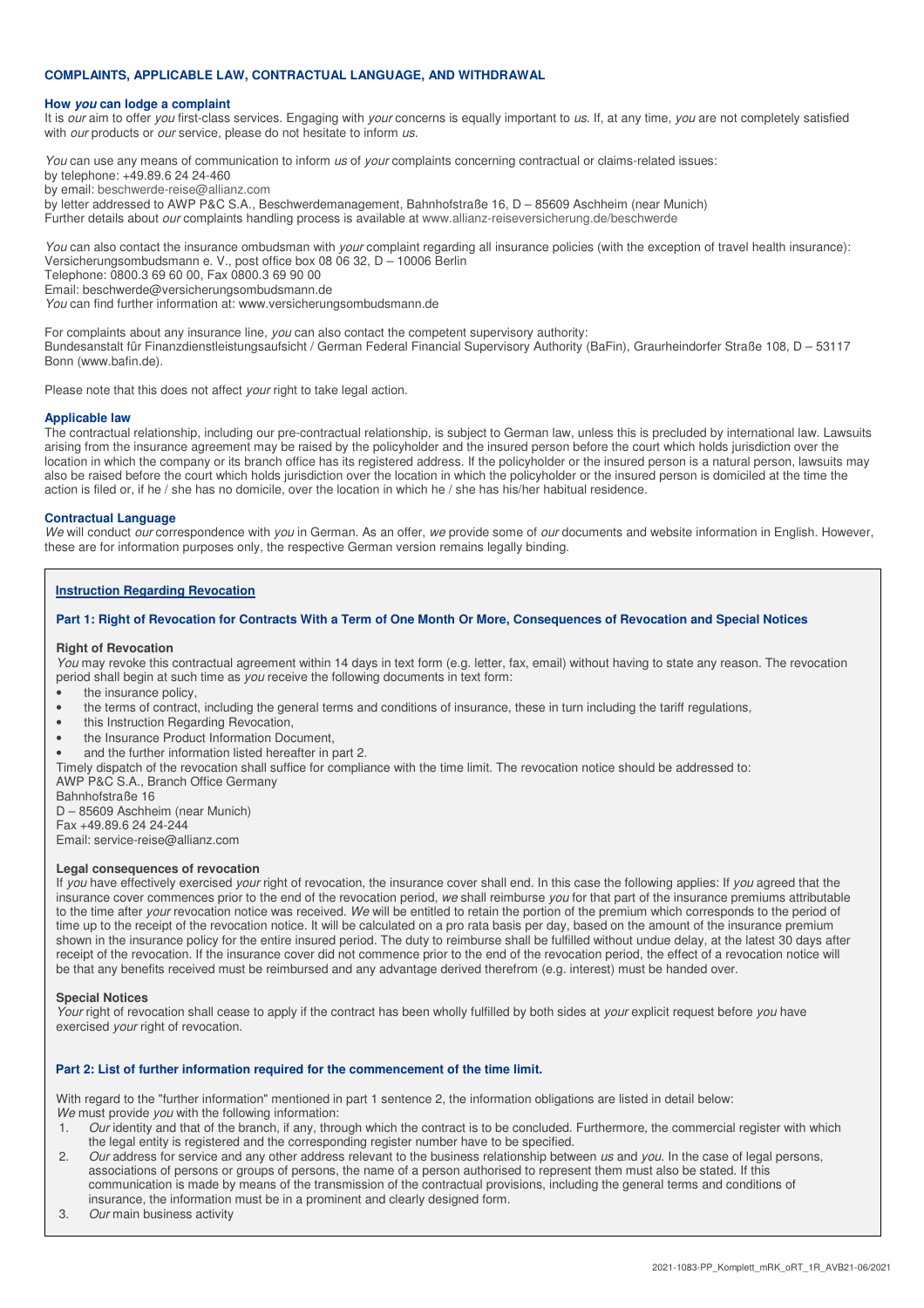## COMPLAINTS, APPLICABLE LAW, CONTRACTUAL LANGUAGE, AND WITHDRAWAL

### How *you* can lodge a complaint

It is *our* aim to offer *you* first-class services. Engaging with *your* concerns is equally important to *us*. If, at any time, *you* are not completely satisfied with *our* products or *our* service, please do not hesitate to inform *us*.

*You* can use any means of communication to inform *us* of *your* complaints concerning contractual or claims-related issues:
by telephone: +49.89.6 24 24-460
by email: beschwerde-reise@allianz.com
by letter addressed to AWP P&C S.A., Beschwerdemanagement, Bahnhofstraße 16, D – 85609 Aschheim (near Munich)
Further details about *our* complaints handling process is available at www.allianz-reiseversicherung.de/beschwerde

*You* can also contact the insurance ombudsman with *your* complaint regarding all insurance policies (with the exception of travel health insurance):
Versicherungsombudsmann e. V., post office box 08 06 32, D – 10006 Berlin
Telephone: 0800.3 69 60 00, Fax 0800.3 69 90 00
Email: beschwerde@versicherungsombudsmann.de
*You* can find further information at: www.versicherungsombudsmann.de

For complaints about any insurance line, *you* can also contact the competent supervisory authority:
Bundesanstalt für Finanzdienstleistungsaufsicht / German Federal Financial Supervisory Authority (BaFin), Graurheindorfer Straße 108, D – 53117 Bonn (www.bafin.de).

Please note that this does not affect *your* right to take legal action.

### Applicable law

The contractual relationship, including our pre-contractual relationship, is subject to German law, unless this is precluded by international law. Lawsuits arising from the insurance agreement may be raised by the policyholder and the insured person before the court which holds jurisdiction over the location in which the company or its branch office has its registered address. If the policyholder or the insured person is a natural person, lawsuits may also be raised before the court which holds jurisdiction over the location in which the policyholder or the insured person is domiciled at the time the action is filed or, if he / she has no domicile, over the location in which he / she has his/her habitual residence.

### Contractual Language

*We* will conduct *our* correspondence with *you* in German. As an offer, *we* provide some of *our* documents and website information in English. However, these are for information purposes only, the respective German version remains legally binding.

### Instruction Regarding Revocation

#### Part 1: Right of Revocation for Contracts With a Term of One Month Or More, Consequences of Revocation and Special Notices

**Right of Revocation**

*You* may revoke this contractual agreement within 14 days in text form (e.g. letter, fax, email) without having to state any reason. The revocation period shall begin at such time as *you* receive the following documents in text form:

- the insurance policy,
- the terms of contract, including the general terms and conditions of insurance, these in turn including the tariff regulations,
- this Instruction Regarding Revocation,
- the Insurance Product Information Document,
- and the further information listed hereafter in part 2.

Timely dispatch of the revocation shall suffice for compliance with the time limit. The revocation notice should be addressed to:
AWP P&C S.A., Branch Office Germany
Bahnhofstraße 16
D – 85609 Aschheim (near Munich)
Fax +49.89.6 24 24-244
Email: service-reise@allianz.com

**Legal consequences of revocation**

If *you* have effectively exercised *your* right of revocation, the insurance cover shall end. In this case the following applies: If *you* agreed that the insurance cover commences prior to the end of the revocation period, *we* shall reimburse *you* for that part of the insurance premiums attributable to the time after *your* revocation notice was received. *We* will be entitled to retain the portion of the premium which corresponds to the period of time up to the receipt of the revocation notice. It will be calculated on a pro rata basis per day, based on the amount of the insurance premium shown in the insurance policy for the entire insured period. The duty to reimburse shall be fulfilled without undue delay, at the latest 30 days after receipt of the revocation. If the insurance cover did not commence prior to the end of the revocation period, the effect of a revocation notice will be that any benefits received must be reimbursed and any advantage derived therefrom (e.g. interest) must be handed over.

**Special Notices**

*Your* right of revocation shall cease to apply if the contract has been wholly fulfilled by both sides at *your* explicit request before *you* have exercised *your* right of revocation.

#### Part 2: List of further information required for the commencement of the time limit.

With regard to the "further information" mentioned in part 1 sentence 2, the information obligations are listed in detail below:
*We* must provide *you* with the following information:

1. *Our* identity and that of the branch, if any, through which the contract is to be concluded. Furthermore, the commercial register with which the legal entity is registered and the corresponding register number have to be specified.
2. *Our* address for service and any other address relevant to the business relationship between *us* and *you*. In the case of legal persons, associations of persons or groups of persons, the name of a person authorised to represent them must also be stated. If this communication is made by means of the transmission of the contractual provisions, including the general terms and conditions of insurance, the information must be in a prominent and clearly designed form.
3. *Our* main business activity

2021-1083-PP_Komplett_mRK_oRT_1R_AVB21-06/2021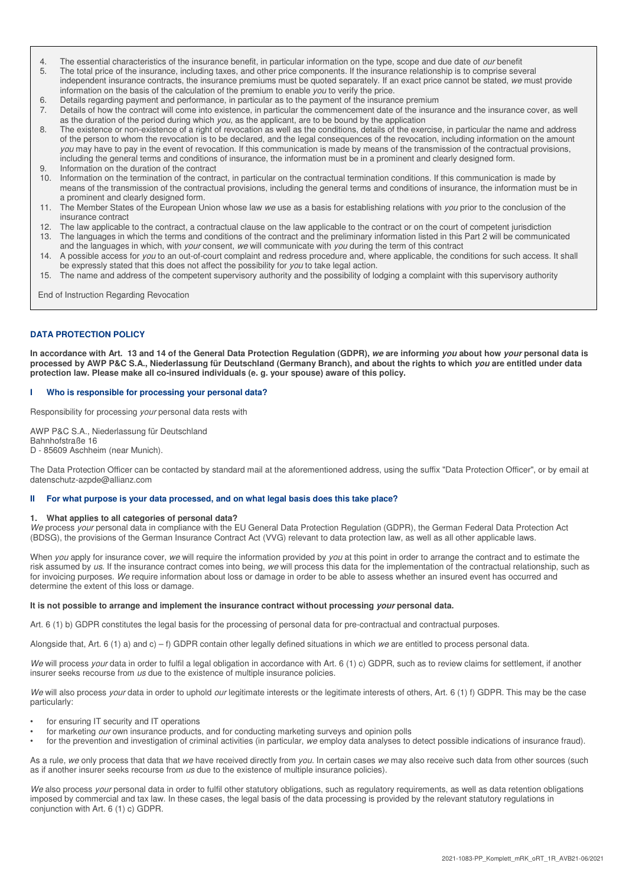4. The essential characteristics of the insurance benefit, in particular information on the type, scope and due date of *our* benefit
5. The total price of the insurance, including taxes, and other price components. If the insurance relationship is to comprise several independent insurance contracts, the insurance premiums must be quoted separately. If an exact price cannot be stated, *we* must provide information on the basis of the calculation of the premium to enable *you* to verify the price.
6. Details regarding payment and performance, in particular as to the payment of the insurance premium
7. Details of how the contract will come into existence, in particular the commencement date of the insurance and the insurance cover, as well as the duration of the period during which *you*, as the applicant, are to be bound by the application
8. The existence or non-existence of a right of revocation as well as the conditions, details of the exercise, in particular the name and address of the person to whom the revocation is to be declared, and the legal consequences of the revocation, including information on the amount *you* may have to pay in the event of revocation. If this communication is made by means of the transmission of the contractual provisions, including the general terms and conditions of insurance, the information must be in a prominent and clearly designed form.
9. Information on the duration of the contract
10. Information on the termination of the contract, in particular on the contractual termination conditions. If this communication is made by means of the transmission of the contractual provisions, including the general terms and conditions of insurance, the information must be in a prominent and clearly designed form.
11. The Member States of the European Union whose law *we* use as a basis for establishing relations with *you* prior to the conclusion of the insurance contract
12. The law applicable to the contract, a contractual clause on the law applicable to the contract or on the court of competent jurisdiction
13. The languages in which the terms and conditions of the contract and the preliminary information listed in this Part 2 will be communicated and the languages in which, with *your* consent, *we* will communicate with *you* during the term of this contract
14. A possible access for *you* to an out-of-court complaint and redress procedure and, where applicable, the conditions for such access. It shall be expressly stated that this does not affect the possibility for *you* to take legal action.
15. The name and address of the competent supervisory authority and the possibility of lodging a complaint with this supervisory authority

End of Instruction Regarding Revocation

## DATA PROTECTION POLICY

**In accordance with Art. 13 and 14 of the General Data Protection Regulation (GDPR), *we* are informing *you* about how *your* personal data is processed by AWP P&C S.A., Niederlassung für Deutschland (Germany Branch), and about the rights to which *you* are entitled under data protection law. Please make all co-insured individuals (e. g. your spouse) aware of this policy.**

### I Who is responsible for processing your personal data?

Responsibility for processing *your* personal data rests with

AWP P&C S.A., Niederlassung für Deutschland
Bahnhofstraße 16
D - 85609 Aschheim (near Munich).

The Data Protection Officer can be contacted by standard mail at the aforementioned address, using the suffix "Data Protection Officer", or by email at datenschutz-azpde@allianz.com

### II For what purpose is your data processed, and on what legal basis does this take place?

**1. What applies to all categories of personal data?**
*We* process *your* personal data in compliance with the EU General Data Protection Regulation (GDPR), the German Federal Data Protection Act (BDSG), the provisions of the German Insurance Contract Act (VVG) relevant to data protection law, as well as all other applicable laws.

When *you* apply for insurance cover, *we* will require the information provided by *you* at this point in order to arrange the contract and to estimate the risk assumed by *us*. If the insurance contract comes into being, *we* will process this data for the implementation of the contractual relationship, such as for invoicing purposes. *We* require information about loss or damage in order to be able to assess whether an insured event has occurred and determine the extent of this loss or damage.

**It is not possible to arrange and implement the insurance contract without processing *your* personal data.**

Art. 6 (1) b) GDPR constitutes the legal basis for the processing of personal data for pre-contractual and contractual purposes.

Alongside that, Art. 6 (1) a) and c) – f) GDPR contain other legally defined situations in which *we* are entitled to process personal data.

*We* will process *your* data in order to fulfil a legal obligation in accordance with Art. 6 (1) c) GDPR, such as to review claims for settlement, if another insurer seeks recourse from *us* due to the existence of multiple insurance policies.

*We* will also process *your* data in order to uphold *our* legitimate interests or the legitimate interests of others, Art. 6 (1) f) GDPR. This may be the case particularly:

- for ensuring IT security and IT operations
- for marketing *our* own insurance products, and for conducting marketing surveys and opinion polls
- for the prevention and investigation of criminal activities (in particular, *we* employ data analyses to detect possible indications of insurance fraud).

As a rule, *we* only process that data that *we* have received directly from *you*. In certain cases *we* may also receive such data from other sources (such as if another insurer seeks recourse from *us* due to the existence of multiple insurance policies).

*We* also process *your* personal data in order to fulfil other statutory obligations, such as regulatory requirements, as well as data retention obligations imposed by commercial and tax law. In these cases, the legal basis of the data processing is provided by the relevant statutory regulations in conjunction with Art. 6 (1) c) GDPR.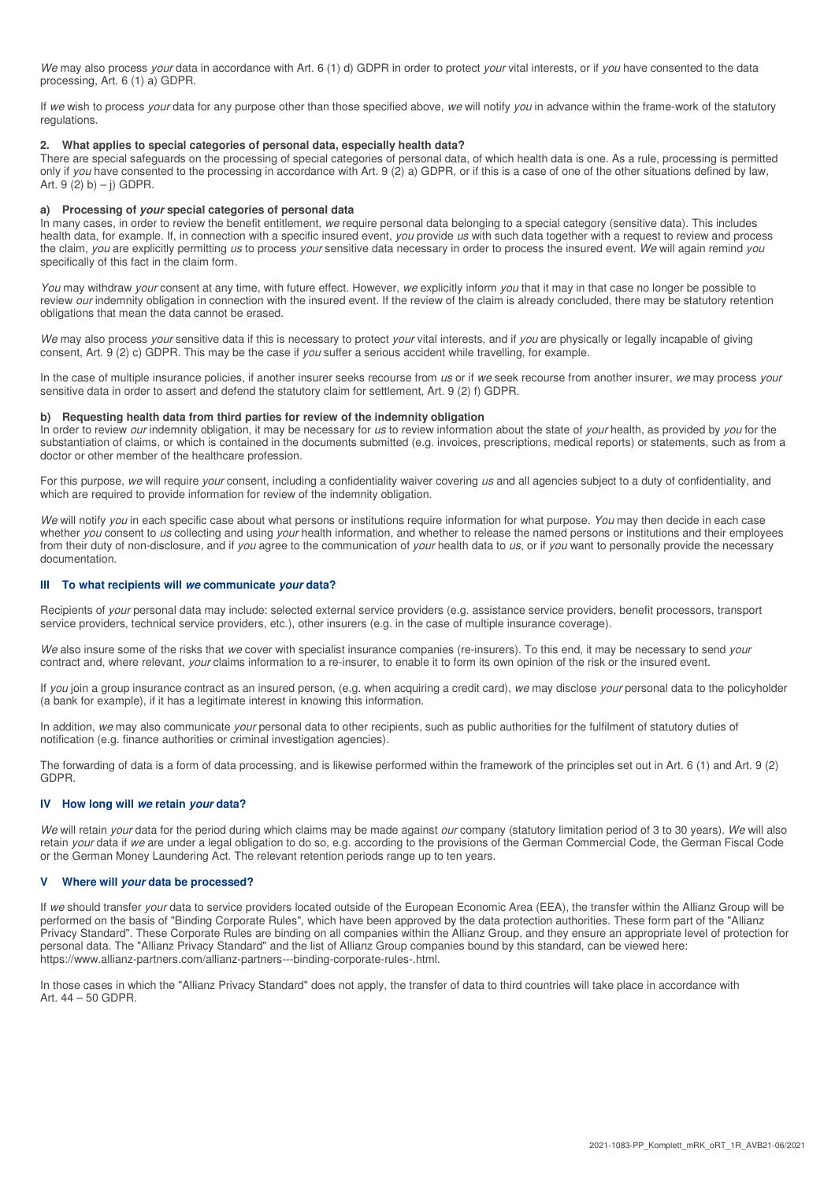*We* may also process *your* data in accordance with Art. 6 (1) d) GDPR in order to protect *your* vital interests, or if *you* have consented to the data processing, Art. 6 (1) a) GDPR.

If *we* wish to process *your* data for any purpose other than those specified above, *we* will notify *you* in advance within the frame-work of the statutory regulations.

#### 2. What applies to special categories of personal data, especially health data?

There are special safeguards on the processing of special categories of personal data, of which health data is one. As a rule, processing is permitted only if *you* have consented to the processing in accordance with Art. 9 (2) a) GDPR, or if this is a case of one of the other situations defined by law, Art. 9 (2) b) – j) GDPR.

#### a) Processing of *your* special categories of personal data

In many cases, in order to review the benefit entitlement, *we* require personal data belonging to a special category (sensitive data). This includes health data, for example. If, in connection with a specific insured event, *you* provide *us* with such data together with a request to review and process the claim, *you* are explicitly permitting *us* to process *your* sensitive data necessary in order to process the insured event. *We* will again remind *you* specifically of this fact in the claim form.

*You* may withdraw *your* consent at any time, with future effect. However, *we* explicitly inform *you* that it may in that case no longer be possible to review *our* indemnity obligation in connection with the insured event. If the review of the claim is already concluded, there may be statutory retention obligations that mean the data cannot be erased.

*We* may also process *your* sensitive data if this is necessary to protect *your* vital interests, and if *you* are physically or legally incapable of giving consent, Art. 9 (2) c) GDPR. This may be the case if *you* suffer a serious accident while travelling, for example.

In the case of multiple insurance policies, if another insurer seeks recourse from *us* or if *we* seek recourse from another insurer, *we* may process *your* sensitive data in order to assert and defend the statutory claim for settlement, Art. 9 (2) f) GDPR.

#### b) Requesting health data from third parties for review of the indemnity obligation

In order to review *our* indemnity obligation, it may be necessary for *us* to review information about the state of *your* health, as provided by *you* for the substantiation of claims, or which is contained in the documents submitted (e.g. invoices, prescriptions, medical reports) or statements, such as from a doctor or other member of the healthcare profession.

For this purpose, *we* will require *your* consent, including a confidentiality waiver covering *us* and all agencies subject to a duty of confidentiality, and which are required to provide information for review of the indemnity obligation.

*We* will notify *you* in each specific case about what persons or institutions require information for what purpose. *You* may then decide in each case whether *you* consent to *us* collecting and using *your* health information, and whether to release the named persons or institutions and their employees from their duty of non-disclosure, and if *you* agree to the communication of *your* health data to *us*, or if *you* want to personally provide the necessary documentation.

### III To what recipients will *we* communicate *your* data?

Recipients of *your* personal data may include: selected external service providers (e.g. assistance service providers, benefit processors, transport service providers, technical service providers, etc.), other insurers (e.g. in the case of multiple insurance coverage).

*We* also insure some of the risks that *we* cover with specialist insurance companies (re-insurers). To this end, it may be necessary to send *your* contract and, where relevant, *your* claims information to a re-insurer, to enable it to form its own opinion of the risk or the insured event.

If *you* join a group insurance contract as an insured person, (e.g. when acquiring a credit card), *we* may disclose *your* personal data to the policyholder (a bank for example), if it has a legitimate interest in knowing this information.

In addition, *we* may also communicate *your* personal data to other recipients, such as public authorities for the fulfilment of statutory duties of notification (e.g. finance authorities or criminal investigation agencies).

The forwarding of data is a form of data processing, and is likewise performed within the framework of the principles set out in Art. 6 (1) and Art. 9 (2) GDPR.

### IV How long will *we* retain *your* data?

*We* will retain *your* data for the period during which claims may be made against *our* company (statutory limitation period of 3 to 30 years). *We* will also retain *your* data if *we* are under a legal obligation to do so, e.g. according to the provisions of the German Commercial Code, the German Fiscal Code or the German Money Laundering Act. The relevant retention periods range up to ten years.

### V Where will *your* data be processed?

If *we* should transfer *your* data to service providers located outside of the European Economic Area (EEA), the transfer within the Allianz Group will be performed on the basis of "Binding Corporate Rules", which have been approved by the data protection authorities. These form part of the "Allianz Privacy Standard". These Corporate Rules are binding on all companies within the Allianz Group, and they ensure an appropriate level of protection for personal data. The "Allianz Privacy Standard" and the list of Allianz Group companies bound by this standard, can be viewed here: https://www.allianz-partners.com/allianz-partners---binding-corporate-rules-.html.

In those cases in which the "Allianz Privacy Standard" does not apply, the transfer of data to third countries will take place in accordance with Art. 44 – 50 GDPR.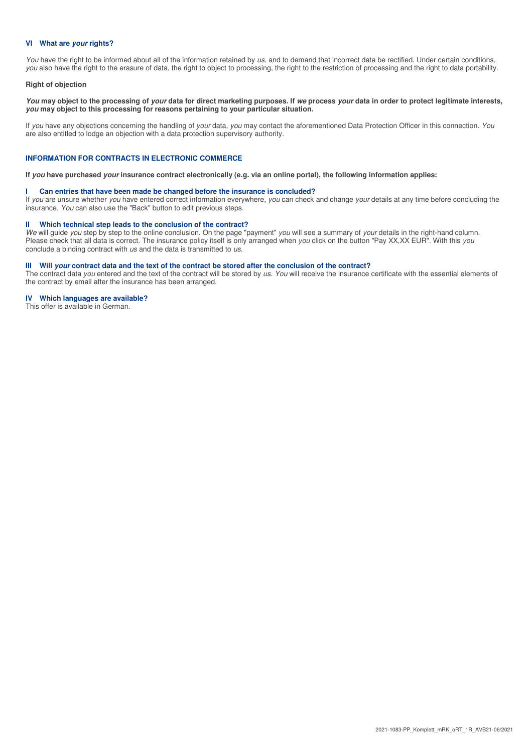### VI What are *your* rights?

*You* have the right to be informed about all of the information retained by *us*, and to demand that incorrect data be rectified. Under certain conditions, *you* also have the right to the erasure of data, the right to object to processing, the right to the restriction of processing and the right to data portability.

**Right of objection**

***You*** **may object to the processing of** ***your*** **data for direct marketing purposes. If** ***we*** **process** ***your*** **data in order to protect legitimate interests,** ***you*** **may object to this processing for reasons pertaining to your particular situation.**

If *you* have any objections concerning the handling of *your* data, *you* may contact the aforementioned Data Protection Officer in this connection. *You* are also entitled to lodge an objection with a data protection supervisory authority.

## INFORMATION FOR CONTRACTS IN ELECTRONIC COMMERCE

**If** ***you*** **have purchased** ***your*** **insurance contract electronically (e.g. via an online portal), the following information applies:**

### I Can entries that have been made be changed before the insurance is concluded?

If *you* are unsure whether *you* have entered correct information everywhere, *you* can check and change *your* details at any time before concluding the insurance. *You* can also use the "Back" button to edit previous steps.

### II Which technical step leads to the conclusion of the contract?

*We* will guide *you* step by step to the online conclusion. On the page "payment" *you* will see a summary of *your* details in the right-hand column. Please check that all data is correct. The insurance policy itself is only arranged when *you* click on the button "Pay XX,XX EUR". With this *you* conclude a binding contract with *us* and the data is transmitted to *us*.

### III Will *your* contract data and the text of the contract be stored after the conclusion of the contract?

The contract data *you* entered and the text of the contract will be stored by *us*. *You* will receive the insurance certificate with the essential elements of the contract by email after the insurance has been arranged.

### IV Which languages are available?

This offer is available in German.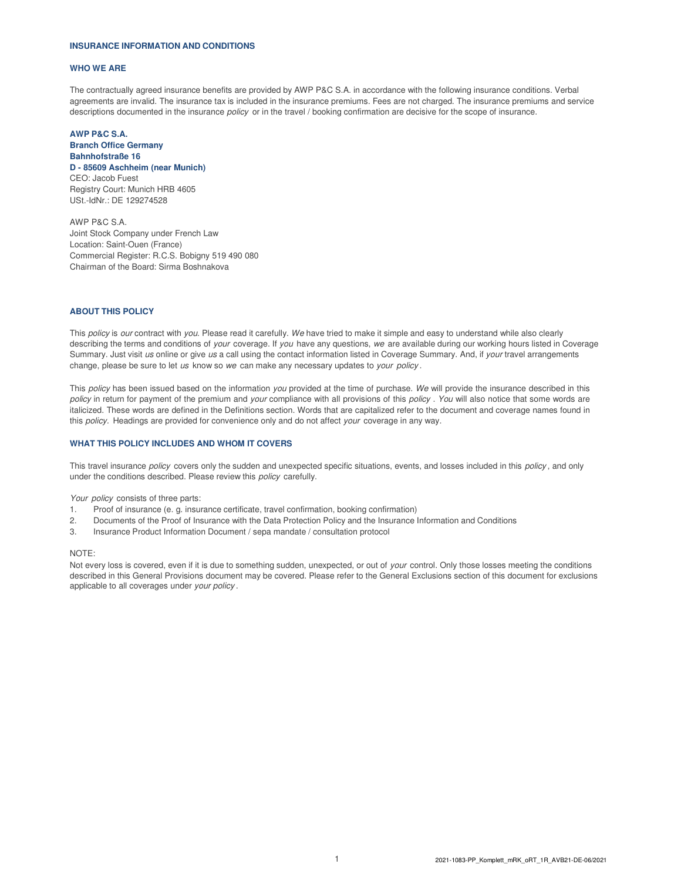## INSURANCE INFORMATION AND CONDITIONS

### WHO WE ARE

The contractually agreed insurance benefits are provided by AWP P&C S.A. in accordance with the following insurance conditions. Verbal agreements are invalid. The insurance tax is included in the insurance premiums. Fees are not charged. The insurance premiums and service descriptions documented in the insurance *policy* or in the travel / booking confirmation are decisive for the scope of insurance.

**AWP P&C S.A.**
**Branch Office Germany**
**Bahnhofstraße 16**
**D - 85609 Aschheim (near Munich)**
CEO: Jacob Fuest
Registry Court: Munich HRB 4605
USt.-IdNr.: DE 129274528

AWP P&C S.A.
Joint Stock Company under French Law
Location: Saint-Ouen (France)
Commercial Register: R.C.S. Bobigny 519 490 080
Chairman of the Board: Sirma Boshnakova

### ABOUT THIS POLICY

This *policy* is *our* contract with *you*. Please read it carefully. *We* have tried to make it simple and easy to understand while also clearly describing the terms and conditions of *your* coverage. If *you* have any questions, *we* are available during our working hours listed in Coverage Summary. Just visit *us* online or give *us* a call using the contact information listed in Coverage Summary. And, if *your* travel arrangements change, please be sure to let *us* know so *we* can make any necessary updates to *your policy*.

This *policy* has been issued based on the information *you* provided at the time of purchase. *We* will provide the insurance described in this *policy* in return for payment of the premium and *your* compliance with all provisions of this *policy*. *You* will also notice that some words are italicized. These words are defined in the Definitions section. Words that are capitalized refer to the document and coverage names found in this *policy*. Headings are provided for convenience only and do not affect *your* coverage in any way.

### WHAT THIS POLICY INCLUDES AND WHOM IT COVERS

This travel insurance *policy* covers only the sudden and unexpected specific situations, events, and losses included in this *policy*, and only under the conditions described. Please review this *policy* carefully.

*Your policy* consists of three parts:

1. Proof of insurance (e. g. insurance certificate, travel confirmation, booking confirmation)
2. Documents of the Proof of Insurance with the Data Protection Policy and the Insurance Information and Conditions
3. Insurance Product Information Document / sepa mandate / consultation protocol

NOTE:
Not every loss is covered, even if it is due to something sudden, unexpected, or out of *your* control. Only those losses meeting the conditions described in this General Provisions document may be covered. Please refer to the General Exclusions section of this document for exclusions applicable to all coverages under *your policy*.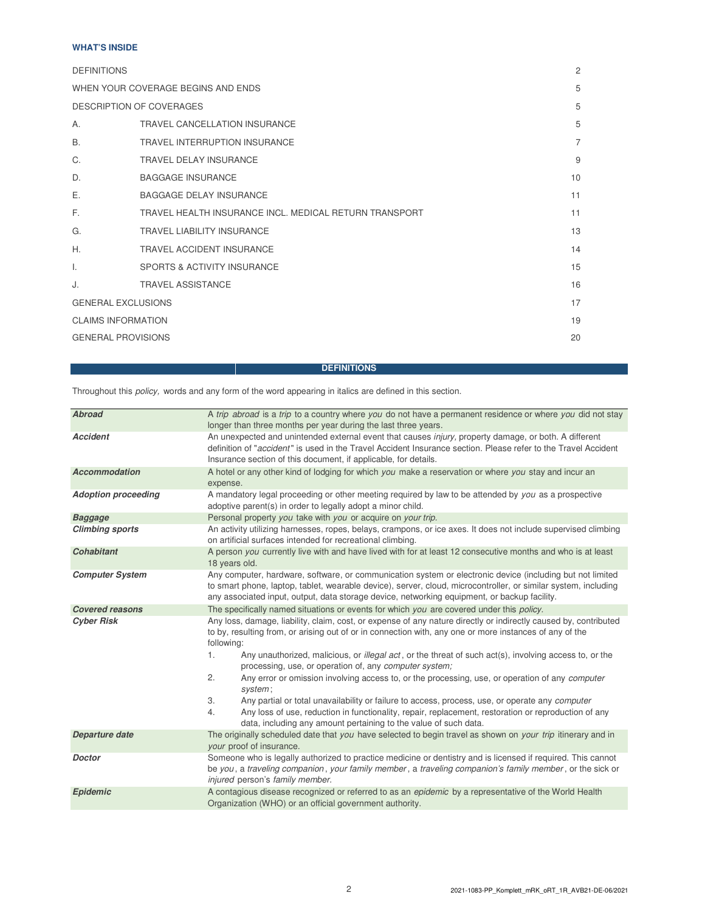**WHAT'S INSIDE**

| | | |
|---|---|---|
| DEFINITIONS | | 2 |
| WHEN YOUR COVERAGE BEGINS AND ENDS | | 5 |
| DESCRIPTION OF COVERAGES | | 5 |
| A. | TRAVEL CANCELLATION INSURANCE | 5 |
| B. | TRAVEL INTERRUPTION INSURANCE | 7 |
| C. | TRAVEL DELAY INSURANCE | 9 |
| D. | BAGGAGE INSURANCE | 10 |
| E. | BAGGAGE DELAY INSURANCE | 11 |
| F. | TRAVEL HEALTH INSURANCE INCL. MEDICAL RETURN TRANSPORT | 11 |
| G. | TRAVEL LIABILITY INSURANCE | 13 |
| H. | TRAVEL ACCIDENT INSURANCE | 14 |
| I. | SPORTS & ACTIVITY INSURANCE | 15 |
| J. | TRAVEL ASSISTANCE | 16 |
| GENERAL EXCLUSIONS | | 17 |
| CLAIMS INFORMATION | | 19 |
| GENERAL PROVISIONS | | 20 |

## DEFINITIONS

Throughout this *policy,* words and any form of the word appearing in italics are defined in this section.

| | |
|---|---|
| ***Abroad*** | A *trip abroad* is a *trip* to a country where *you* do not have a permanent residence or where *you* did not stay longer than three months per year during the last three years. |
| ***Accident*** | An unexpected and unintended external event that causes *injury,* property damage, or both. A different definition of "*accident*" is used in the Travel Accident Insurance section. Please refer to the Travel Accident Insurance section of this document, if applicable, for details. |
| ***Accommodation*** | A hotel or any other kind of lodging for which *you* make a reservation or where *you* stay and incur an expense. |
| ***Adoption proceeding*** | A mandatory legal proceeding or other meeting required by law to be attended by *you* as a prospective adoptive parent(s) in order to legally adopt a minor child. |
| ***Baggage*** | Personal property *you* take with *you* or acquire on *your trip.* |
| ***Climbing sports*** | An activity utilizing harnesses, ropes, belays, crampons, or ice axes. It does not include supervised climbing on artificial surfaces intended for recreational climbing. |
| ***Cohabitant*** | A person *you* currently live with and have lived with for at least 12 consecutive months and who is at least 18 years old. |
| ***Computer System*** | Any computer, hardware, software, or communication system or electronic device (including but not limited to smart phone, laptop, tablet, wearable device), server, cloud, microcontroller, or similar system, including any associated input, output, data storage device, networking equipment, or backup facility. |
| ***Covered reasons*** | The specifically named situations or events for which *you* are covered under this *policy.* |
| ***Cyber Risk*** | Any loss, damage, liability, claim, cost, or expense of any nature directly or indirectly caused by, contributed to by, resulting from, or arising out of or in connection with, any one or more instances of any of the following:<br>1. Any unauthorized, malicious, or *illegal act*, or the threat of such act(s), involving access to, or the processing, use, or operation of, any *computer system;*<br>2. Any error or omission involving access to, or the processing, use, or operation of any *computer system*;<br>3. Any partial or total unavailability or failure to access, process, use, or operate any *computer*<br>4. Any loss of use, reduction in functionality, repair, replacement, restoration or reproduction of any data, including any amount pertaining to the value of such data. |
| ***Departure date*** | The originally scheduled date that *you* have selected to begin travel as shown on *your trip* itinerary and in *your* proof of insurance. |
| ***Doctor*** | Someone who is legally authorized to practice medicine or dentistry and is licensed if required. This cannot be *you*, a *traveling companion*, *your family member*, a *traveling companion's family member*, or the sick or *injured* person's *family member.* |
| ***Epidemic*** | A contagious disease recognized or referred to as an *epidemic* by a representative of the World Health Organization (WHO) or an official government authority. |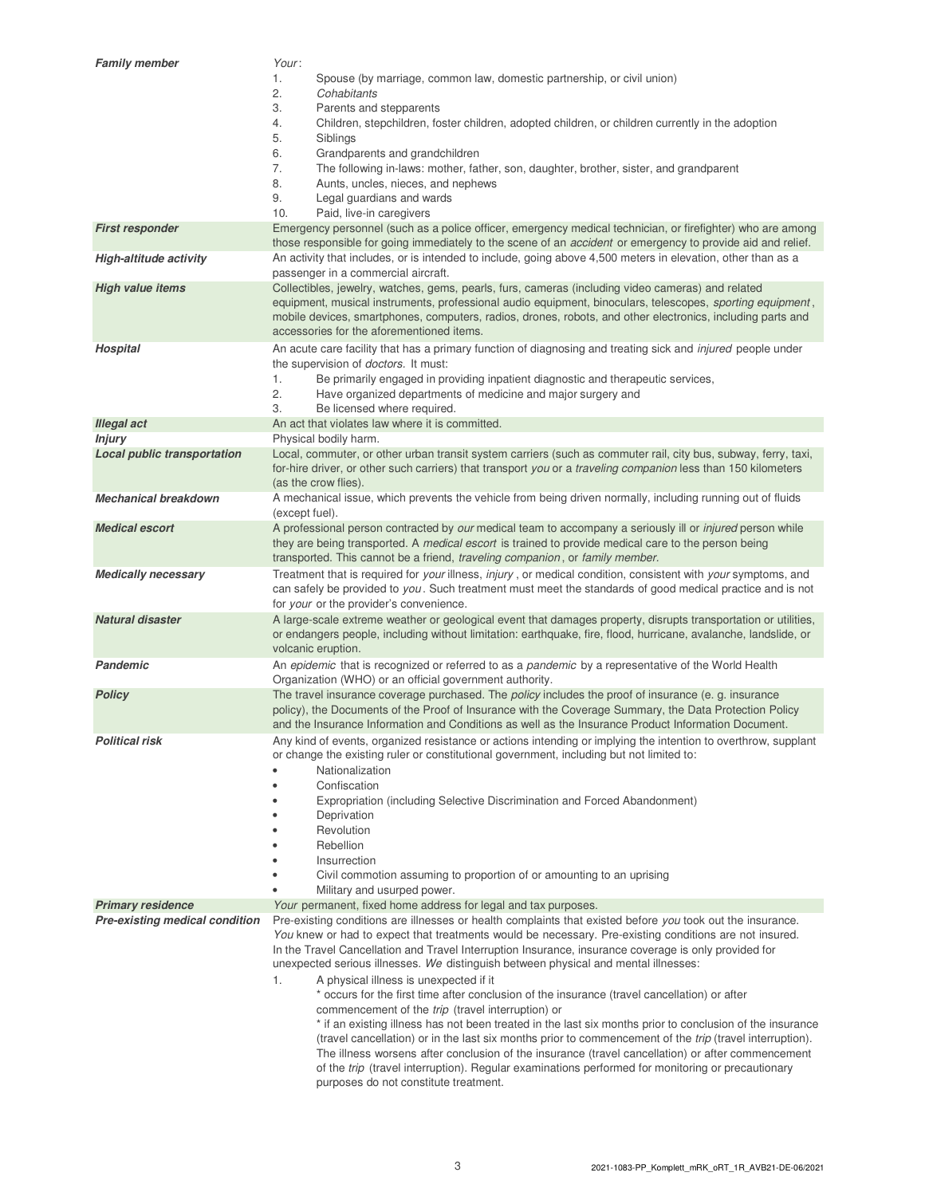| | |
|---|---|
| ***Family member*** | *Your*:<br>1. Spouse (by marriage, common law, domestic partnership, or civil union)<br>2. *Cohabitants*<br>3. Parents and stepparents<br>4. Children, stepchildren, foster children, adopted children, or children currently in the adoption<br>5. Siblings<br>6. Grandparents and grandchildren<br>7. The following in-laws: mother, father, son, daughter, brother, sister, and grandparent<br>8. Aunts, uncles, nieces, and nephews<br>9. Legal guardians and wards<br>10. Paid, live-in caregivers |
| ***First responder*** | Emergency personnel (such as a police officer, emergency medical technician, or firefighter) who are among those responsible for going immediately to the scene of an *accident* or emergency to provide aid and relief. |
| ***High-altitude activity*** | An activity that includes, or is intended to include, going above 4,500 meters in elevation, other than as a passenger in a commercial aircraft. |
| ***High value items*** | Collectibles, jewelry, watches, gems, pearls, furs, cameras (including video cameras) and related equipment, musical instruments, professional audio equipment, binoculars, telescopes, *sporting equipment*, mobile devices, smartphones, computers, radios, drones, robots, and other electronics, including parts and accessories for the aforementioned items. |
| ***Hospital*** | An acute care facility that has a primary function of diagnosing and treating sick and *injured* people under the supervision of *doctors*. It must:<br>1. Be primarily engaged in providing inpatient diagnostic and therapeutic services,<br>2. Have organized departments of medicine and major surgery and<br>3. Be licensed where required. |
| ***Illegal act*** | An act that violates law where it is committed. |
| ***Injury*** | Physical bodily harm. |
| ***Local public transportation*** | Local, commuter, or other urban transit system carriers (such as commuter rail, city bus, subway, ferry, taxi, for-hire driver, or other such carriers) that transport *you* or a *traveling companion* less than 150 kilometers (as the crow flies). |
| ***Mechanical breakdown*** | A mechanical issue, which prevents the vehicle from being driven normally, including running out of fluids (except fuel). |
| ***Medical escort*** | A professional person contracted by *our* medical team to accompany a seriously ill or *injured* person while they are being transported. A *medical escort* is trained to provide medical care to the person being transported. This cannot be a friend, *traveling companion*, or *family member*. |
| ***Medically necessary*** | Treatment that is required for *your* illness, *injury*, or medical condition, consistent with *your* symptoms, and can safely be provided to *you*. Such treatment must meet the standards of good medical practice and is not for *your* or the provider's convenience. |
| ***Natural disaster*** | A large-scale extreme weather or geological event that damages property, disrupts transportation or utilities, or endangers people, including without limitation: earthquake, fire, flood, hurricane, avalanche, landslide, or volcanic eruption. |
| ***Pandemic*** | An *epidemic* that is recognized or referred to as a *pandemic* by a representative of the World Health Organization (WHO) or an official government authority. |
| ***Policy*** | The travel insurance coverage purchased. The *policy* includes the proof of insurance (e. g. insurance policy), the Documents of the Proof of Insurance with the Coverage Summary, the Data Protection Policy and the Insurance Information and Conditions as well as the Insurance Product Information Document. |
| ***Political risk*** | Any kind of events, organized resistance or actions intending or implying the intention to overthrow, supplant or change the existing ruler or constitutional government, including but not limited to:<br>• Nationalization<br>• Confiscation<br>• Expropriation (including Selective Discrimination and Forced Abandonment)<br>• Deprivation<br>• Revolution<br>• Rebellion<br>• Insurrection<br>• Civil commotion assuming to proportion of or amounting to an uprising<br>• Military and usurped power. |
| ***Primary residence*** | *Your* permanent, fixed home address for legal and tax purposes. |
| ***Pre-existing medical condition*** | Pre-existing conditions are illnesses or health complaints that existed before *you* took out the insurance. *You* knew or had to expect that treatments would be necessary. Pre-existing conditions are not insured. In the Travel Cancellation and Travel Interruption Insurance, insurance coverage is only provided for unexpected serious illnesses. *We* distinguish between physical and mental illnesses:<br>1. A physical illness is unexpected if it<br>* occurs for the first time after conclusion of the insurance (travel cancellation) or after commencement of the *trip* (travel interruption) or<br>* if an existing illness has not been treated in the last six months prior to conclusion of the insurance (travel cancellation) or in the last six months prior to commencement of the *trip* (travel interruption). The illness worsens after conclusion of the insurance (travel cancellation) or after commencement of the *trip* (travel interruption). Regular examinations performed for monitoring or precautionary purposes do not constitute treatment. |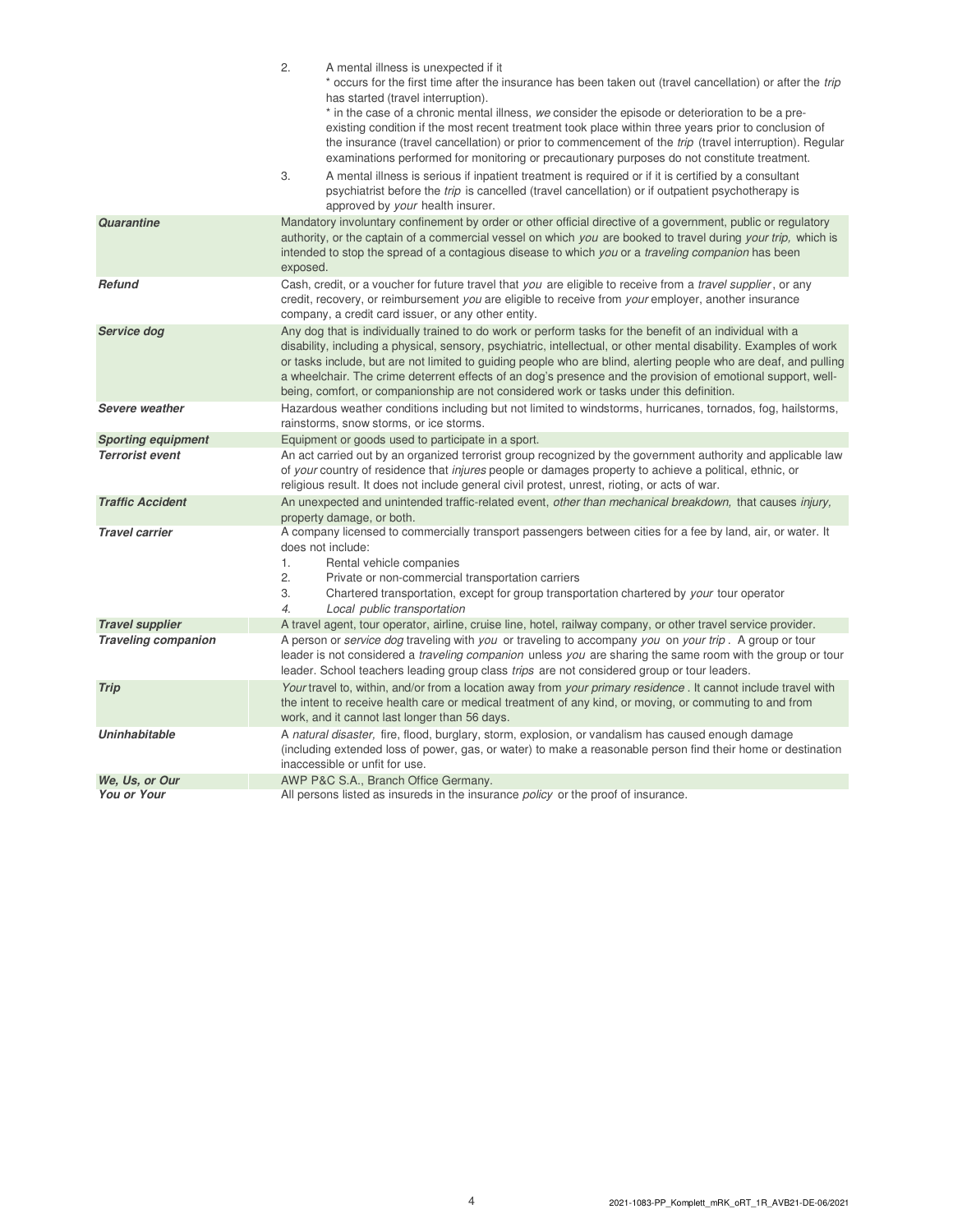| | |
|---|---|
| | 2. A mental illness is unexpected if it<br>* occurs for the first time after the insurance has been taken out (travel cancellation) or after the *trip* has started (travel interruption).<br>* in the case of a chronic mental illness, *we* consider the episode or deterioration to be a pre-existing condition if the most recent treatment took place within three years prior to conclusion of the insurance (travel cancellation) or prior to commencement of the *trip* (travel interruption). Regular examinations performed for monitoring or precautionary purposes do not constitute treatment.<br>3. A mental illness is serious if inpatient treatment is required or if it is certified by a consultant psychiatrist before the *trip* is cancelled (travel cancellation) or if outpatient psychotherapy is approved by *your* health insurer. |
| ***Quarantine*** | Mandatory involuntary confinement by order or other official directive of a government, public or regulatory authority, or the captain of a commercial vessel on which *you* are booked to travel during *your trip,* which is intended to stop the spread of a contagious disease to which *you* or a *traveling companion* has been exposed. |
| ***Refund*** | Cash, credit, or a voucher for future travel that *you* are eligible to receive from a *travel supplier*, or any credit, recovery, or reimbursement *you* are eligible to receive from *your* employer, another insurance company, a credit card issuer, or any other entity. |
| ***Service dog*** | Any dog that is individually trained to do work or perform tasks for the benefit of an individual with a disability, including a physical, sensory, psychiatric, intellectual, or other mental disability. Examples of work or tasks include, but are not limited to guiding people who are blind, alerting people who are deaf, and pulling a wheelchair. The crime deterrent effects of an dog's presence and the provision of emotional support, well-being, comfort, or companionship are not considered work or tasks under this definition. |
| ***Severe weather*** | Hazardous weather conditions including but not limited to windstorms, hurricanes, tornados, fog, hailstorms, rainstorms, snow storms, or ice storms. |
| ***Sporting equipment*** | Equipment or goods used to participate in a sport. |
| ***Terrorist event*** | An act carried out by an organized terrorist group recognized by the government authority and applicable law of *your* country of residence that *injures* people or damages property to achieve a political, ethnic, or religious result. It does not include general civil protest, unrest, rioting, or acts of war. |
| ***Traffic Accident*** | An unexpected and unintended traffic-related event, *other than mechanical breakdown,* that causes *injury,* property damage, or both. |
| ***Travel carrier*** | A company licensed to commercially transport passengers between cities for a fee by land, air, or water. It does not include:<br>1. Rental vehicle companies<br>2. Private or non-commercial transportation carriers<br>3. Chartered transportation, except for group transportation chartered by *your* tour operator<br>4. *Local public transportation* |
| ***Travel supplier*** | A travel agent, tour operator, airline, cruise line, hotel, railway company, or other travel service provider. |
| ***Traveling companion*** | A person or *service dog* traveling with *you* or traveling to accompany *you* on *your trip*. A group or tour leader is not considered a *traveling companion* unless *you* are sharing the same room with the group or tour leader. School teachers leading group class *trips* are not considered group or tour leaders. |
| ***Trip*** | *Your* travel to, within, and/or from a location away from *your primary residence*. It cannot include travel with the intent to receive health care or medical treatment of any kind, or moving, or commuting to and from work, and it cannot last longer than 56 days. |
| ***Uninhabitable*** | A *natural disaster,* fire, flood, burglary, storm, explosion, or vandalism has caused enough damage (including extended loss of power, gas, or water) to make a reasonable person find their home or destination inaccessible or unfit for use. |
| ***We, Us, or Our*** | AWP P&C S.A., Branch Office Germany. |
| ***You or Your*** | All persons listed as insureds in the insurance *policy* or the proof of insurance. |

2021-1083-PP_Komplett_mRK_oRT_1R_AVB21-DE-06/2021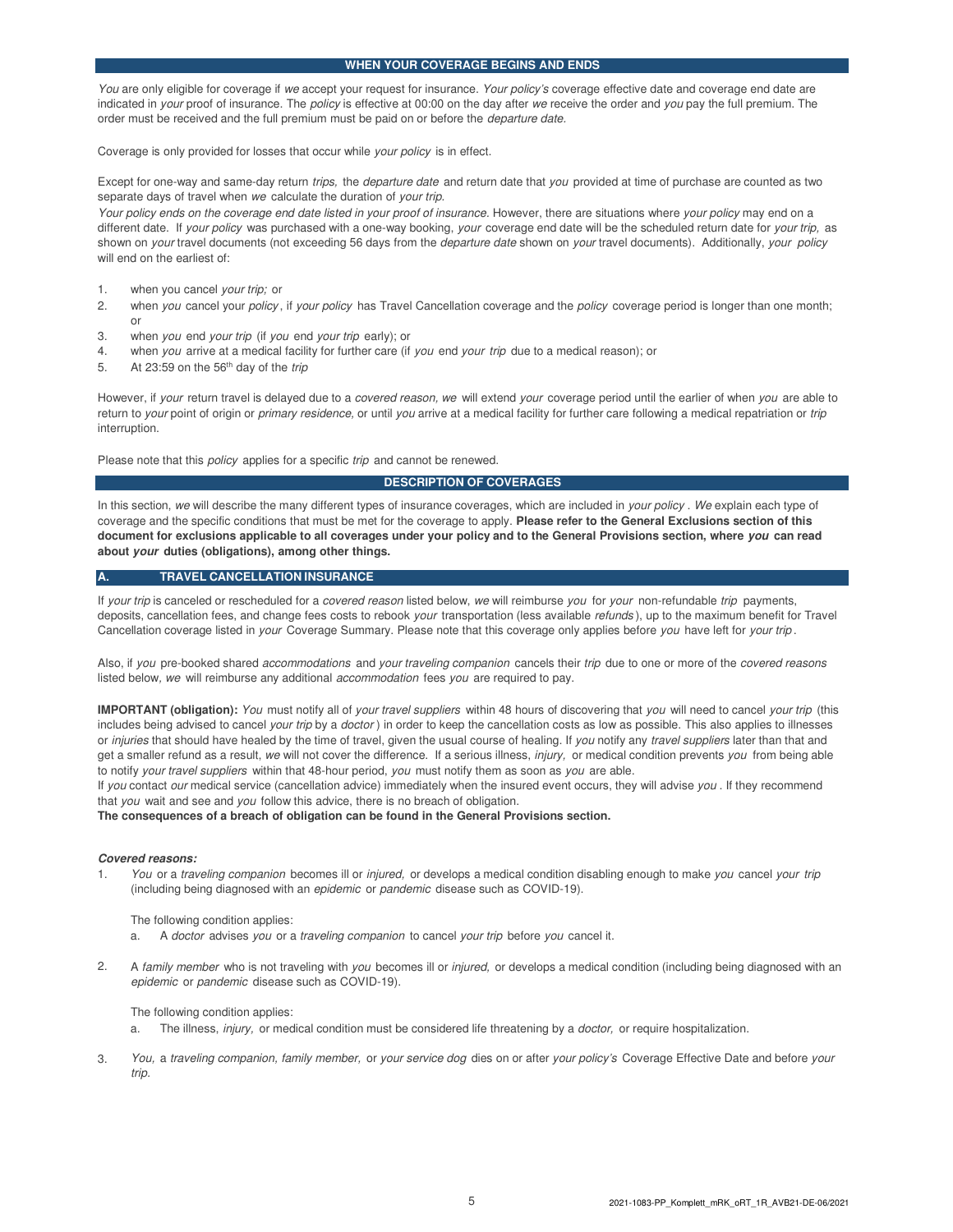## WHEN YOUR COVERAGE BEGINS AND ENDS

*You* are only eligible for coverage if *we* accept your request for insurance. *Your policy's* coverage effective date and coverage end date are indicated in *your* proof of insurance. The *policy* is effective at 00:00 on the day after *we* receive the order and *you* pay the full premium. The order must be received and the full premium must be paid on or before the *departure date.*

Coverage is only provided for losses that occur while *your policy* is in effect.

Except for one-way and same-day return *trips,* the *departure date* and return date that *you* provided at time of purchase are counted as two separate days of travel when *we* calculate the duration of *your trip.*

*Your policy ends on the coverage end date listed in your proof of insurance.* However, there are situations where *your policy* may end on a different date. If *your policy* was purchased with a one-way booking, *your* coverage end date will be the scheduled return date for *your trip,* as shown on *your* travel documents (not exceeding 56 days from the *departure date* shown on *your* travel documents). Additionally, *your policy* will end on the earliest of:

1. when you cancel *your trip;* or
2. when *you* cancel your *policy*, if *your policy* has Travel Cancellation coverage and the *policy* coverage period is longer than one month; or
3. when *you* end *your trip* (if *you* end *your trip* early); or
4. when *you* arrive at a medical facility for further care (if *you* end *your trip* due to a medical reason); or
5. At 23:59 on the 56th day of the *trip*

However, if *your* return travel is delayed due to a *covered reason, we* will extend *your* coverage period until the earlier of when *you* are able to return to *your* point of origin or *primary residence,* or until *you* arrive at a medical facility for further care following a medical repatriation or *trip* interruption.

Please note that this *policy* applies for a specific *trip* and cannot be renewed.

## DESCRIPTION OF COVERAGES

In this section, *we* will describe the many different types of insurance coverages, which are included in *your policy* . *We* explain each type of coverage and the specific conditions that must be met for the coverage to apply. **Please refer to the General Exclusions section of this document for exclusions applicable to all coverages under your policy and to the General Provisions section, where *you* can read about *your* duties (obligations), among other things.**

## A. TRAVEL CANCELLATION INSURANCE

If *your trip* is canceled or rescheduled for a *covered reason* listed below, *we* will reimburse *you* for *your* non-refundable *trip* payments, deposits, cancellation fees, and change fees costs to rebook *your* transportation (less available *refunds*), up to the maximum benefit for Travel Cancellation coverage listed in *your* Coverage Summary. Please note that this coverage only applies before *you* have left for *your trip*.

Also, if *you* pre-booked shared *accommodations* and *your traveling companion* cancels their *trip* due to one or more of the *covered reasons* listed below, *we* will reimburse any additional *accommodation* fees *you* are required to pay.

**IMPORTANT (obligation):** *You* must notify all of *your travel suppliers* within 48 hours of discovering that *you* will need to cancel *your trip* (this includes being advised to cancel *your trip* by a *doctor* ) in order to keep the cancellation costs as low as possible. This also applies to illnesses or *injuries* that should have healed by the time of travel, given the usual course of healing. If *you* notify any *travel suppliers* later than that and get a smaller refund as a result, *we* will not cover the difference. If a serious illness, *injury,* or medical condition prevents *you* from being able to notify *your travel suppliers* within that 48-hour period, *you* must notify them as soon as *you* are able.
If *you* contact *our* medical service (cancellation advice) immediately when the insured event occurs, they will advise *you* . If they recommend that *you* wait and see and *you* follow this advice, there is no breach of obligation.
**The consequences of a breach of obligation can be found in the General Provisions section.**

***Covered reasons:***

1. *You* or a *traveling companion* becomes ill or *injured,* or develops a medical condition disabling enough to make *you* cancel *your trip* (including being diagnosed with an *epidemic* or *pandemic* disease such as COVID-19).

   The following condition applies:
   a. A *doctor* advises *you* or a *traveling companion* to cancel *your trip* before *you* cancel it.

2. A *family member* who is not traveling with *you* becomes ill or *injured,* or develops a medical condition (including being diagnosed with an *epidemic* or *pandemic* disease such as COVID-19).

   The following condition applies:
   a. The illness, *injury,* or medical condition must be considered life threatening by a *doctor,* or require hospitalization.

3. *You,* a *traveling companion, family member,* or *your service dog* dies on or after *your policy's* Coverage Effective Date and before *your trip.*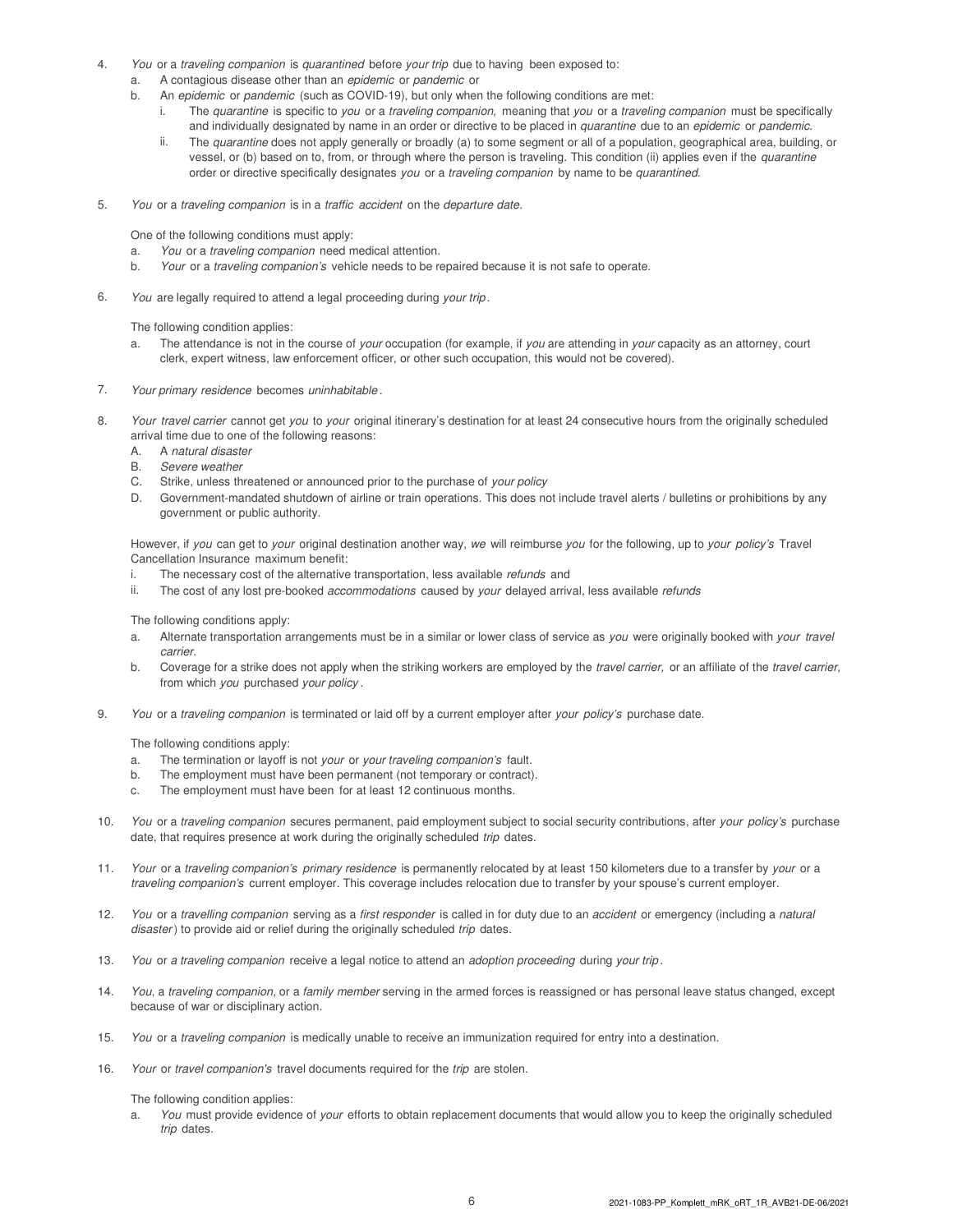4. *You* or a *traveling companion* is *quarantined* before *your trip* due to having been exposed to:
   a. A contagious disease other than an *epidemic* or *pandemic* or
   b. An *epidemic* or *pandemic* (such as COVID-19), but only when the following conditions are met:
      i. The *quarantine* is specific to *you* or a *traveling companion,* meaning that *you* or a *traveling companion* must be specifically and individually designated by name in an order or directive to be placed in *quarantine* due to an *epidemic* or *pandemic*.
      ii. The *quarantine* does not apply generally or broadly (a) to some segment or all of a population, geographical area, building, or vessel, or (b) based on to, from, or through where the person is traveling. This condition (ii) applies even if the *quarantine* order or directive specifically designates *you* or a *traveling companion* by name to be *quarantined*.

5. *You* or a *traveling companion* is in a *traffic accident* on the *departure date*.

   One of the following conditions must apply:
   a. *You* or a *traveling companion* need medical attention.
   b. *Your* or a *traveling companion's* vehicle needs to be repaired because it is not safe to operate.

6. *You* are legally required to attend a legal proceeding during *your trip*.

   The following condition applies:
   a. The attendance is not in the course of *your* occupation (for example, if *you* are attending in *your* capacity as an attorney, court clerk, expert witness, law enforcement officer, or other such occupation, this would not be covered).

7. *Your primary residence* becomes *uninhabitable*.

8. *Your travel carrier* cannot get *you* to *your* original itinerary's destination for at least 24 consecutive hours from the originally scheduled arrival time due to one of the following reasons:
   A. A *natural disaster*
   B. *Severe weather*
   C. Strike, unless threatened or announced prior to the purchase of *your policy*
   D. Government-mandated shutdown of airline or train operations. This does not include travel alerts / bulletins or prohibitions by any government or public authority.

   However, if *you* can get to *your* original destination another way, *we* will reimburse *you* for the following, up to *your policy's* Travel Cancellation Insurance maximum benefit:
   i. The necessary cost of the alternative transportation, less available *refunds* and
   ii. The cost of any lost pre-booked *accommodations* caused by *your* delayed arrival, less available *refunds*

   The following conditions apply:
   a. Alternate transportation arrangements must be in a similar or lower class of service as *you* were originally booked with *your travel carrier*.
   b. Coverage for a strike does not apply when the striking workers are employed by the *travel carrier,* or an affiliate of the *travel carrier,* from which *you* purchased *your policy*.

9. *You* or a *traveling companion* is terminated or laid off by a current employer after *your policy's* purchase date.

   The following conditions apply:
   a. The termination or layoff is not *your* or *your traveling companion's* fault.
   b. The employment must have been permanent (not temporary or contract).
   c. The employment must have been for at least 12 continuous months.

10. *You* or a *traveling companion* secures permanent, paid employment subject to social security contributions, after *your policy's* purchase date, that requires presence at work during the originally scheduled *trip* dates.

11. *Your* or a *traveling companion's primary residence* is permanently relocated by at least 150 kilometers due to a transfer by *your* or a *traveling companion's* current employer. This coverage includes relocation due to transfer by your spouse's current employer.

12. *You* or a *travelling companion* serving as a *first responder* is called in for duty due to an *accident* or emergency (including a *natural disaster*) to provide aid or relief during the originally scheduled *trip* dates.

13. *You* or *a traveling companion* receive a legal notice to attend an *adoption proceeding* during *your trip*.

14. *You,* a *traveling companion,* or a *family member* serving in the armed forces is reassigned or has personal leave status changed, except because of war or disciplinary action.

15. *You* or a *traveling companion* is medically unable to receive an immunization required for entry into a destination.

16. *Your* or *travel companion's* travel documents required for the *trip* are stolen.

    The following condition applies:
    a. *You* must provide evidence of *your* efforts to obtain replacement documents that would allow you to keep the originally scheduled *trip* dates.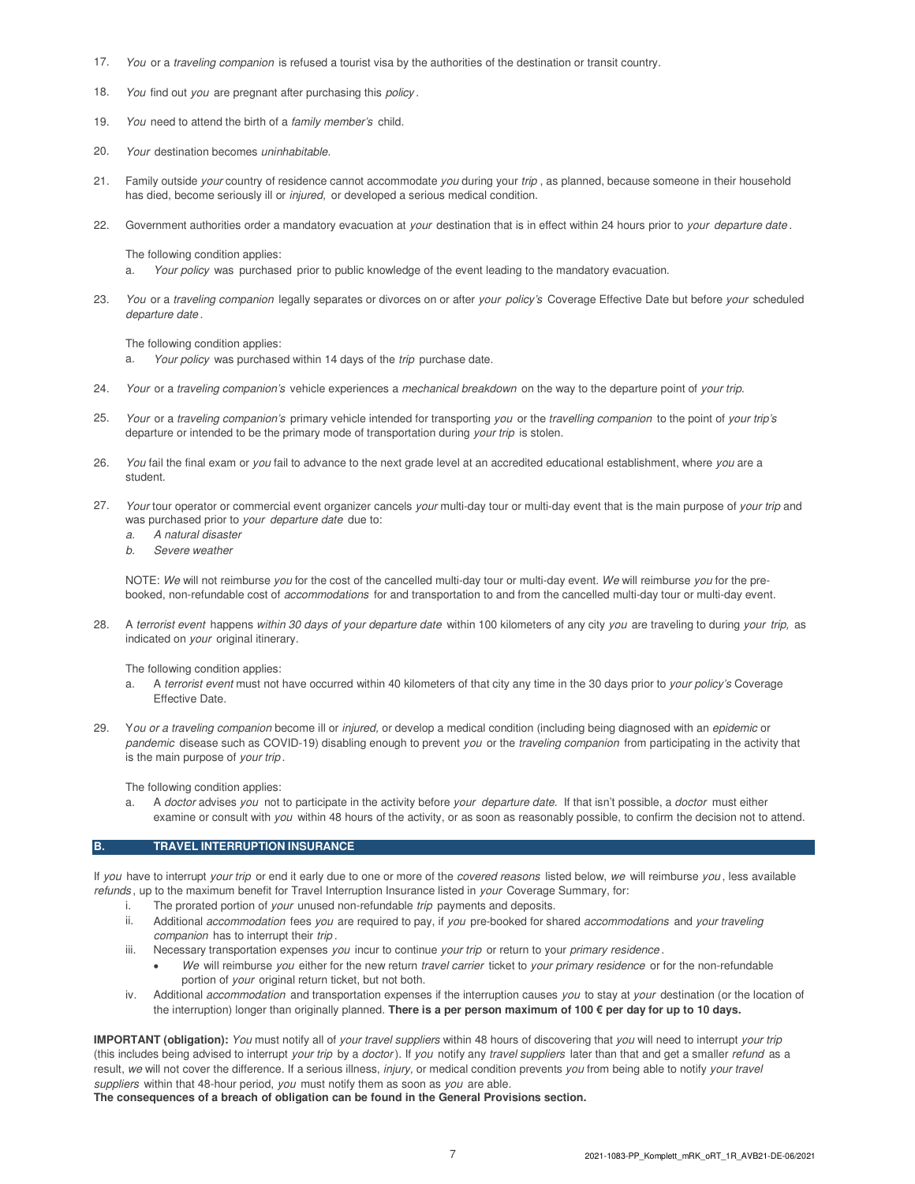17. *You* or a *traveling companion* is refused a tourist visa by the authorities of the destination or transit country.

18. *You* find out *you* are pregnant after purchasing this *policy*.

19. *You* need to attend the birth of a *family member's* child.

20. *Your* destination becomes *uninhabitable.*

21. Family outside *your* country of residence cannot accommodate *you* during your *trip*, as planned, because someone in their household has died, become seriously ill or *injured,* or developed a serious medical condition.

22. Government authorities order a mandatory evacuation at *your* destination that is in effect within 24 hours prior to *your departure date*.

    The following condition applies:
    a. *Your policy* was purchased prior to public knowledge of the event leading to the mandatory evacuation.

23. *You* or a *traveling companion* legally separates or divorces on or after *your policy's* Coverage Effective Date but before *your* scheduled *departure date*.

    The following condition applies:
    a. *Your policy* was purchased within 14 days of the *trip* purchase date.

24. *Your* or a *traveling companion's* vehicle experiences a *mechanical breakdown* on the way to the departure point of *your trip.*

25. *Your* or a *traveling companion's* primary vehicle intended for transporting *you* or the *travelling companion* to the point of *your trip's* departure or intended to be the primary mode of transportation during *your trip* is stolen.

26. *You* fail the final exam or *you* fail to advance to the next grade level at an accredited educational establishment, where *you* are a student.

27. *Your* tour operator or commercial event organizer cancels *your* multi-day tour or multi-day event that is the main purpose of *your trip* and was purchased prior to *your departure date* due to:
    *a. A natural disaster*
    *b. Severe weather*

    NOTE: *We* will not reimburse *you* for the cost of the cancelled multi-day tour or multi-day event. *We* will reimburse *you* for the pre-booked, non-refundable cost of *accommodations* for and transportation to and from the cancelled multi-day tour or multi-day event.

28. A *terrorist event* happens *within 30 days of your departure date* within 100 kilometers of any city *you* are traveling to during *your trip,* as indicated on *your* original itinerary.

    The following condition applies:
    a. A *terrorist event* must not have occurred within 40 kilometers of that city any time in the 30 days prior to *your policy's* Coverage Effective Date.

29. Y*ou or a traveling companion* become ill or *injured,* or develop a medical condition (including being diagnosed with an *epidemic* or *pandemic* disease such as COVID-19) disabling enough to prevent *you* or the *traveling companion* from participating in the activity that is the main purpose of *your trip*.

    The following condition applies:
    a. A *doctor* advises *you* not to participate in the activity before *your departure date.* If that isn't possible, a *doctor* must either examine or consult with *you* within 48 hours of the activity, or as soon as reasonably possible, to confirm the decision not to attend.

## B. TRAVEL INTERRUPTION INSURANCE

If *you* have to interrupt *your trip* or end it early due to one or more of the *covered reasons* listed below, *we* will reimburse *you*, less available *refunds*, up to the maximum benefit for Travel Interruption Insurance listed in *your* Coverage Summary, for:

i. The prorated portion of *your* unused non-refundable *trip* payments and deposits.
ii. Additional *accommodation* fees *you* are required to pay, if *you* pre-booked for shared *accommodations* and *your traveling companion* has to interrupt their *trip*.
iii. Necessary transportation expenses *you* incur to continue *your trip* or return to your *primary residence*.
   - *We* will reimburse *you* either for the new return *travel carrier* ticket to *your primary residence* or for the non-refundable portion of *your* original return ticket, but not both.
iv. Additional *accommodation* and transportation expenses if the interruption causes *you* to stay at *your* destination (or the location of the interruption) longer than originally planned. **There is a per person maximum of 100 € per day for up to 10 days.**

**IMPORTANT (obligation):** *You* must notify all of *your travel suppliers* within 48 hours of discovering that *you* will need to interrupt *your trip* (this includes being advised to interrupt *your trip* by a *doctor*). If *you* notify any *travel suppliers* later than that and get a smaller *refund* as a result, *we* will not cover the difference. If a serious illness, *injury*, or medical condition prevents *you* from being able to notify *your travel suppliers* within that 48-hour period, *you* must notify them as soon as *you* are able.
**The consequences of a breach of obligation can be found in the General Provisions section.**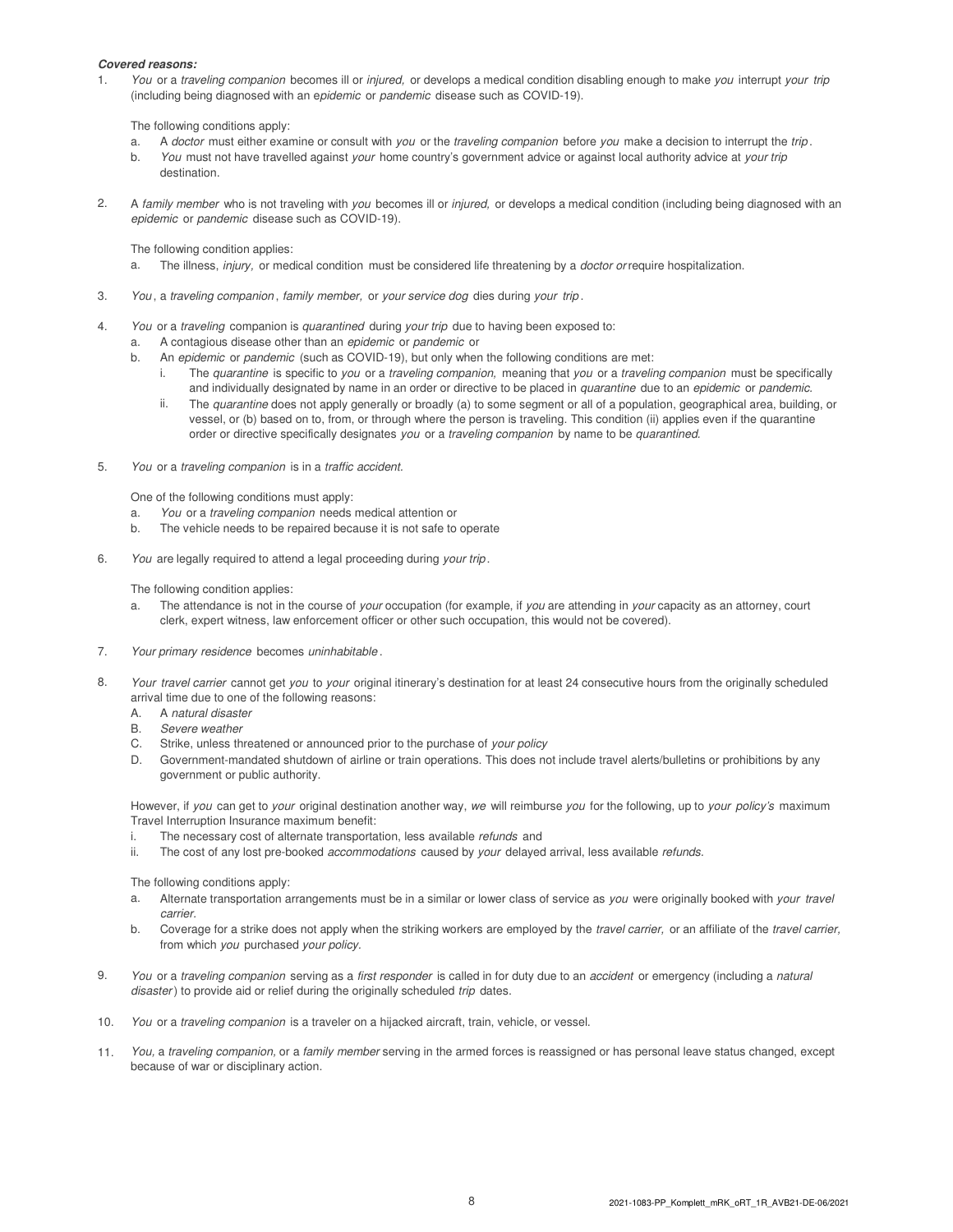***Covered reasons:***

1. *You* or a *traveling companion* becomes ill or *injured,* or develops a medical condition disabling enough to make *you* interrupt *your trip* (including being diagnosed with an e*pidemic* or *pandemic* disease such as COVID-19).

   The following conditions apply:
   a. A *doctor* must either examine or consult with *you* or the *traveling companion* before *you* make a decision to interrupt the *trip*.
   b. *You* must not have travelled against *your* home country's government advice or against local authority advice at *your trip* destination.

2. A *family member* who is not traveling with *you* becomes ill or *injured,* or develops a medical condition (including being diagnosed with an *epidemic* or *pandemic* disease such as COVID-19).

   The following condition applies:
   a. The illness, *injury,* or medical condition must be considered life threatening by a *doctor or* require hospitalization.

3. *You*, a *traveling companion*, *family member,* or *your service dog* dies during *your trip*.

4. *You* or a *traveling* companion is *quarantined* during *your trip* due to having been exposed to:
   a. A contagious disease other than an *epidemic* or *pandemic* or
   b. An *epidemic* or *pandemic* (such as COVID-19), but only when the following conditions are met:
      i. The *quarantine* is specific to *you* or a *traveling companion,* meaning that *you* or a *traveling companion* must be specifically and individually designated by name in an order or directive to be placed in *quarantine* due to an *epidemic* or *pandemic.*
      ii. The *quarantine* does not apply generally or broadly (a) to some segment or all of a population, geographical area, building, or vessel, or (b) based on to, from, or through where the person is traveling. This condition (ii) applies even if the quarantine order or directive specifically designates *you* or a *traveling companion* by name to be *quarantined.*

5. *You* or a *traveling companion* is in a *traffic accident.*

   One of the following conditions must apply:
   a. *You* or a *traveling companion* needs medical attention or
   b. The vehicle needs to be repaired because it is not safe to operate

6. *You* are legally required to attend a legal proceeding during *your trip*.

   The following condition applies:
   a. The attendance is not in the course of *your* occupation (for example, if *you* are attending in *your* capacity as an attorney, court clerk, expert witness, law enforcement officer or other such occupation, this would not be covered).

7. *Your primary residence* becomes *uninhabitable*.

8. *Your travel carrier* cannot get *you* to *your* original itinerary's destination for at least 24 consecutive hours from the originally scheduled arrival time due to one of the following reasons:
   A. A *natural disaster*
   B. *Severe weather*
   C. Strike, unless threatened or announced prior to the purchase of *your policy*
   D. Government-mandated shutdown of airline or train operations. This does not include travel alerts/bulletins or prohibitions by any government or public authority.

   However, if *you* can get to *your* original destination another way, *we* will reimburse *you* for the following, up to *your policy's* maximum Travel Interruption Insurance maximum benefit:
   i. The necessary cost of alternate transportation, less available *refunds* and
   ii. The cost of any lost pre-booked *accommodations* caused by *your* delayed arrival, less available *refunds.*

   The following conditions apply:
   a. Alternate transportation arrangements must be in a similar or lower class of service as *you* were originally booked with *your travel carrier.*
   b. Coverage for a strike does not apply when the striking workers are employed by the *travel carrier,* or an affiliate of the *travel carrier,* from which *you* purchased *your policy*.

9. *You* or a *traveling companion* serving as a *first responder* is called in for duty due to an *accident* or emergency (including a *natural disaster*) to provide aid or relief during the originally scheduled *trip* dates.

10. *You* or a *traveling companion* is a traveler on a hijacked aircraft, train, vehicle, or vessel.

11. *You,* a *traveling companion,* or a *family member* serving in the armed forces is reassigned or has personal leave status changed, except because of war or disciplinary action.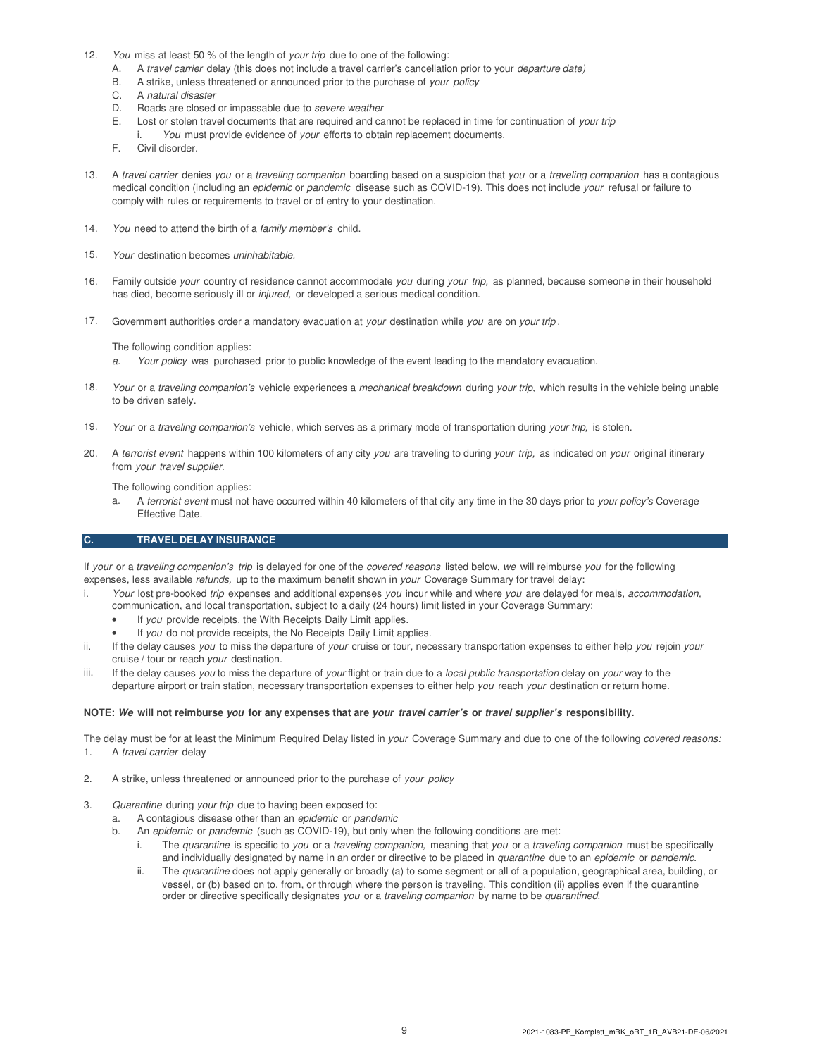12. *You* miss at least 50 % of the length of *your trip* due to one of the following:
    A. A *travel carrier* delay (this does not include a travel carrier's cancellation prior to your *departure date)*
    B. A strike, unless threatened or announced prior to the purchase of *your policy*
    C. A *natural disaster*
    D. Roads are closed or impassable due to *severe weather*
    E. Lost or stolen travel documents that are required and cannot be replaced in time for continuation of *your trip*
        i. *You* must provide evidence of *your* efforts to obtain replacement documents.
    F. Civil disorder.

13. A *travel carrier* denies *you* or a *traveling companion* boarding based on a suspicion that *you* or a *traveling companion* has a contagious medical condition (including an *epidemic* or *pandemic* disease such as COVID-19). This does not include *your* refusal or failure to comply with rules or requirements to travel or of entry to your destination.

14. *You* need to attend the birth of a *family member's* child.

15. *Your* destination becomes *uninhabitable.*

16. Family outside *your* country of residence cannot accommodate *you* during *your trip,* as planned, because someone in their household has died, become seriously ill or *injured,* or developed a serious medical condition.

17. Government authorities order a mandatory evacuation at *your* destination while *you* are on *your trip*.

    The following condition applies:
    *a.* *Your policy* was purchased prior to public knowledge of the event leading to the mandatory evacuation.

18. *Your* or a *traveling companion's* vehicle experiences a *mechanical breakdown* during *your trip,* which results in the vehicle being unable to be driven safely.

19. *Your* or a *traveling companion's* vehicle, which serves as a primary mode of transportation during *your trip,* is stolen.

20. A *terrorist event* happens within 100 kilometers of any city *you* are traveling to during *your trip,* as indicated on *your* original itinerary from *your travel supplier.*

    The following condition applies:
    a. A *terrorist event* must not have occurred within 40 kilometers of that city any time in the 30 days prior to *your policy's* Coverage Effective Date.

## C. TRAVEL DELAY INSURANCE

If *your* or a *traveling companion's trip* is delayed for one of the *covered reasons* listed below, *we* will reimburse *you* for the following expenses, less available *refunds,* up to the maximum benefit shown in *your* Coverage Summary for travel delay:

i. *Your* lost pre-booked *trip* expenses and additional expenses *you* incur while and where *you* are delayed for meals, *accommodation,* communication, and local transportation, subject to a daily (24 hours) limit listed in your Coverage Summary:
   - If *you* provide receipts, the With Receipts Daily Limit applies.
   - If *you* do not provide receipts, the No Receipts Daily Limit applies.

ii. If the delay causes *you* to miss the departure of *your* cruise or tour, necessary transportation expenses to either help *you* rejoin *your* cruise / tour or reach *your* destination.

iii. If the delay causes *you* to miss the departure of *your* flight or train due to a *local public transportation* delay on *your* way to the departure airport or train station, necessary transportation expenses to either help *you* reach *your* destination or return home.

**NOTE: *We* will not reimburse *you* for any expenses that are *your travel carrier's* or *travel supplier's* responsibility.**

The delay must be for at least the Minimum Required Delay listed in *your* Coverage Summary and due to one of the following *covered reasons:*

1. A *travel carrier* delay

2. A strike, unless threatened or announced prior to the purchase of *your policy*

3. *Quarantine* during *your trip* due to having been exposed to:
    a. A contagious disease other than an *epidemic* or *pandemic*
    b. An *epidemic* or *pandemic* (such as COVID-19), but only when the following conditions are met:
        i. The *quarantine* is specific to *you* or a *traveling companion,* meaning that *you* or a *traveling companion* must be specifically and individually designated by name in an order or directive to be placed in *quarantine* due to an *epidemic* or *pandemic.*
        ii. The *quarantine* does not apply generally or broadly (a) to some segment or all of a population, geographical area, building, or vessel, or (b) based on to, from, or through where the person is traveling. This condition (ii) applies even if the quarantine order or directive specifically designates *you* or a *traveling companion* by name to be *quarantined.*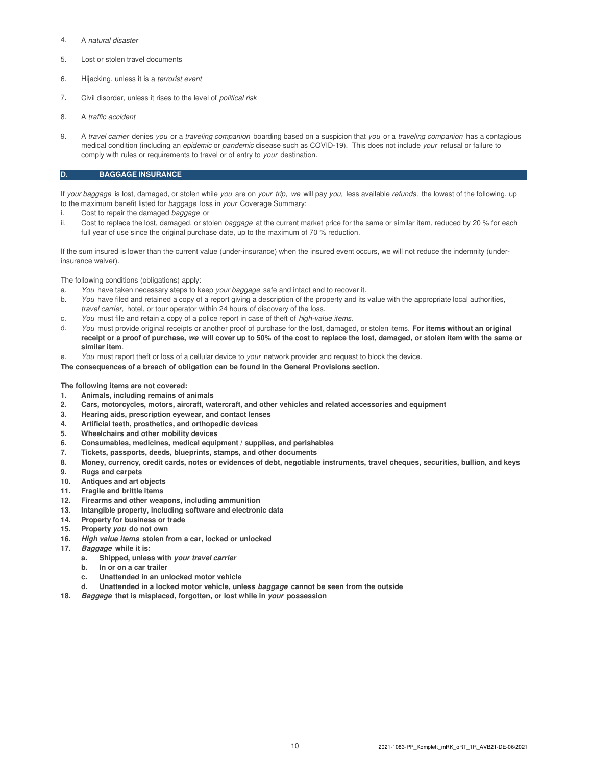4. A *natural disaster*

5. Lost or stolen travel documents

6. Hijacking, unless it is a *terrorist event*

7. Civil disorder, unless it rises to the level of *political risk*

8. A *traffic accident*

9. A *travel carrier* denies *you* or a *traveling companion* boarding based on a suspicion that *you* or a *traveling companion* has a contagious medical condition (including an *epidemic* or *pandemic* disease such as COVID-19). This does not include *your* refusal or failure to comply with rules or requirements to travel or of entry to *your* destination.

## D. BAGGAGE INSURANCE

If *your baggage* is lost, damaged, or stolen while *you* are on *your trip*, *we* will pay *you*, less available *refunds*, the lowest of the following, up to the maximum benefit listed for *baggage* loss in *your* Coverage Summary:

i. Cost to repair the damaged *baggage* or
ii. Cost to replace the lost, damaged, or stolen *baggage* at the current market price for the same or similar item, reduced by 20 % for each full year of use since the original purchase date, up to the maximum of 70 % reduction.

If the sum insured is lower than the current value (under-insurance) when the insured event occurs, we will not reduce the indemnity (under-insurance waiver).

The following conditions (obligations) apply:

a. *You* have taken necessary steps to keep *your baggage* safe and intact and to recover it.
b. *You* have filed and retained a copy of a report giving a description of the property and its value with the appropriate local authorities, *travel carrier*, hotel, or tour operator within 24 hours of discovery of the loss.
c. *You* must file and retain a copy of a police report in case of theft of *high-value items*.
d. *You* must provide original receipts or another proof of purchase for the lost, damaged, or stolen items. **For items without an original receipt or a proof of purchase, *we* will cover up to 50% of the cost to replace the lost, damaged, or stolen item with the same or similar item**.
e. *You* must report theft or loss of a cellular device to *your* network provider and request to block the device.

**The consequences of a breach of obligation can be found in the General Provisions section.**

**The following items are not covered:**

1. **Animals, including remains of animals**
2. **Cars, motorcycles, motors, aircraft, watercraft, and other vehicles and related accessories and equipment**
3. **Hearing aids, prescription eyewear, and contact lenses**
4. **Artificial teeth, prosthetics, and orthopedic devices**
5. **Wheelchairs and other mobility devices**
6. **Consumables, medicines, medical equipment / supplies, and perishables**
7. **Tickets, passports, deeds, blueprints, stamps, and other documents**
8. **Money, currency, credit cards, notes or evidences of debt, negotiable instruments, travel cheques, securities, bullion, and keys**
9. **Rugs and carpets**
10. **Antiques and art objects**
11. **Fragile and brittle items**
12. **Firearms and other weapons, including ammunition**
13. **Intangible property, including software and electronic data**
14. **Property for business or trade**
15. **Property *you* do not own**
16. ***High value items* stolen from a car, locked or unlocked**
17. ***Baggage* while it is:**
    a. **Shipped, unless with *your travel carrier***
    b. **In or on a car trailer**
    c. **Unattended in an unlocked motor vehicle**
    d. **Unattended in a locked motor vehicle, unless *baggage* cannot be seen from the outside**
18. ***Baggage* that is misplaced, forgotten, or lost while in *your* possession**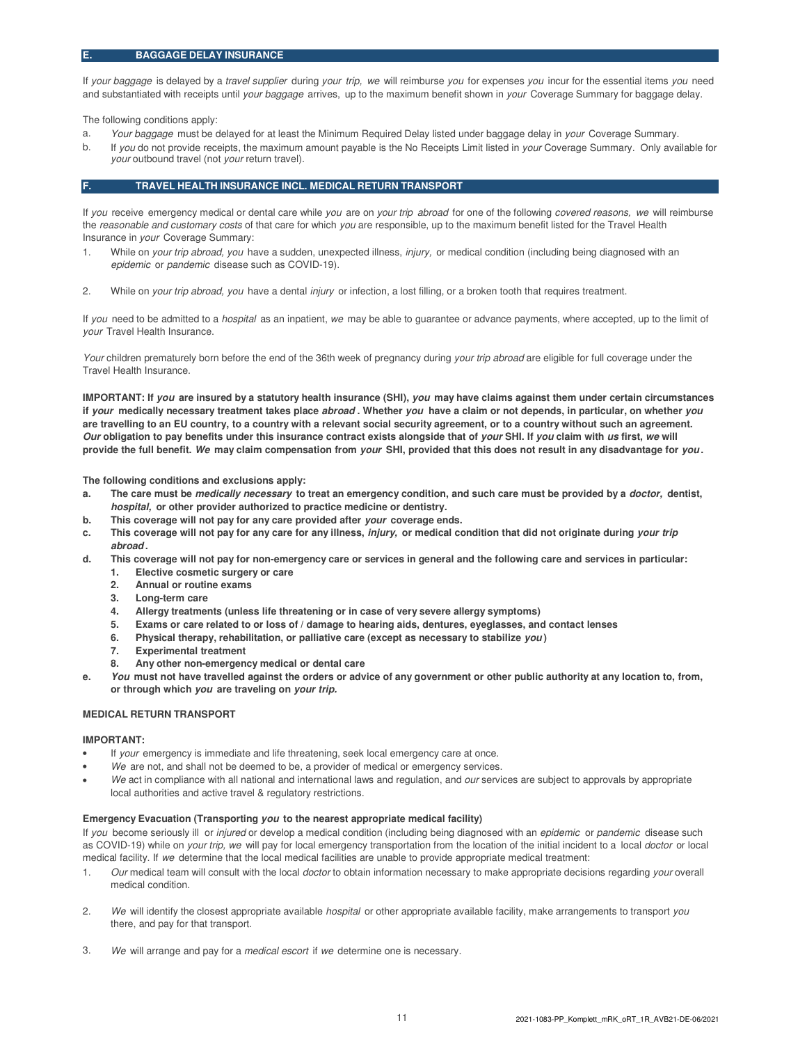## E. BAGGAGE DELAY INSURANCE

If *your baggage* is delayed by a *travel supplier* during *your trip, we* will reimburse *you* for expenses *you* incur for the essential items *you* need and substantiated with receipts until *your baggage* arrives, up to the maximum benefit shown in *your* Coverage Summary for baggage delay.

The following conditions apply:

a. *Your baggage* must be delayed for at least the Minimum Required Delay listed under baggage delay in *your* Coverage Summary.
b. If *you* do not provide receipts, the maximum amount payable is the No Receipts Limit listed in *your* Coverage Summary. Only available for *your* outbound travel (not *your* return travel).

## F. TRAVEL HEALTH INSURANCE INCL. MEDICAL RETURN TRANSPORT

If *you* receive emergency medical or dental care while *you* are on *your trip abroad* for one of the following *covered reasons, we* will reimburse the *reasonable and customary costs* of that care for which *you* are responsible, up to the maximum benefit listed for the Travel Health Insurance in *your* Coverage Summary:

1. While on *your trip abroad, you* have a sudden, unexpected illness, *injury,* or medical condition (including being diagnosed with an *epidemic* or *pandemic* disease such as COVID-19).
2. While on *your trip abroad, you* have a dental *injury* or infection, a lost filling, or a broken tooth that requires treatment.

If *you* need to be admitted to a *hospital* as an inpatient, *we* may be able to guarantee or advance payments, where accepted, up to the limit of *your* Travel Health Insurance.

*Your* children prematurely born before the end of the 36th week of pregnancy during *your trip abroad* are eligible for full coverage under the Travel Health Insurance.

**IMPORTANT: If *you* are insured by a statutory health insurance (SHI), *you* may have claims against them under certain circumstances if *your* medically necessary treatment takes place *abroad*. Whether *you* have a claim or not depends, in particular, on whether *you* are travelling to an EU country, to a country with a relevant social security agreement, or to a country without such an agreement. *Our* obligation to pay benefits under this insurance contract exists alongside that of *your* SHI. If *you* claim with *us* first, *we* will provide the full benefit. *We* may claim compensation from *your* SHI, provided that this does not result in any disadvantage for *you*.**

**The following conditions and exclusions apply:**

a. **The care must be *medically necessary* to treat an emergency condition, and such care must be provided by a *doctor,* dentist, *hospital,* or other provider authorized to practice medicine or dentistry.**
b. **This coverage will not pay for any care provided after *your* coverage ends.**
c. **This coverage will not pay for any care for any illness, *injury,* or medical condition that did not originate during *your trip abroad*.**
d. **This coverage will not pay for non-emergency care or services in general and the following care and services in particular:**
    1. **Elective cosmetic surgery or care**
    2. **Annual or routine exams**
    3. **Long-term care**
    4. **Allergy treatments (unless life threatening or in case of very severe allergy symptoms)**
    5. **Exams or care related to or loss of / damage to hearing aids, dentures, eyeglasses, and contact lenses**
    6. **Physical therapy, rehabilitation, or palliative care (except as necessary to stabilize *you*)**
    7. **Experimental treatment**
    8. **Any other non-emergency medical or dental care**
e. ***You* must not have travelled against the orders or advice of any government or other public authority at any location to, from, or through which *you* are traveling on *your trip*.**

### MEDICAL RETURN TRANSPORT

**IMPORTANT:**

- If *your* emergency is immediate and life threatening, seek local emergency care at once.
- *We* are not, and shall not be deemed to be, a provider of medical or emergency services.
- *We* act in compliance with all national and international laws and regulation, and *our* services are subject to approvals by appropriate local authorities and active travel & regulatory restrictions.

**Emergency Evacuation (Transporting *you* to the nearest appropriate medical facility)**

If *you* become seriously ill or *injured* or develop a medical condition (including being diagnosed with an *epidemic* or *pandemic* disease such as COVID-19) while on *your trip, we* will pay for local emergency transportation from the location of the initial incident to a local *doctor* or local medical facility. If *we* determine that the local medical facilities are unable to provide appropriate medical treatment:

1. *Our* medical team will consult with the local *doctor* to obtain information necessary to make appropriate decisions regarding *your* overall medical condition.
2. *We* will identify the closest appropriate available *hospital* or other appropriate available facility, make arrangements to transport *you* there, and pay for that transport.
3. *We* will arrange and pay for a *medical escort* if *we* determine one is necessary.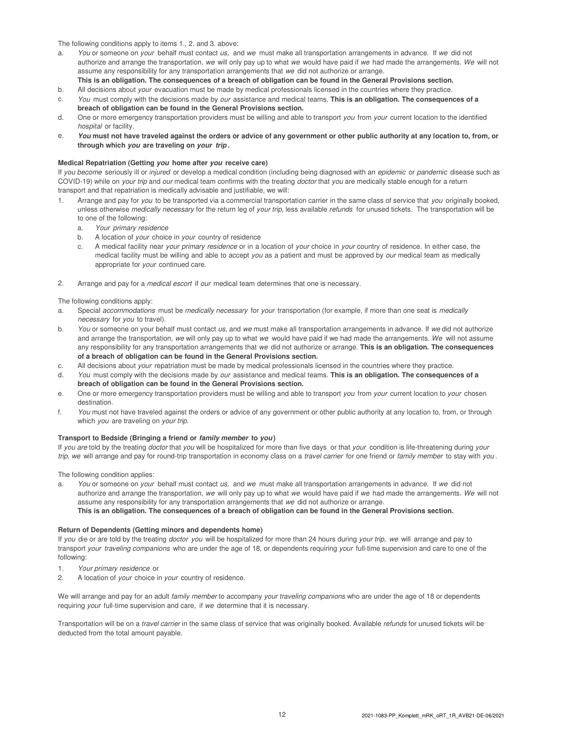The following conditions apply to items 1., 2. and 3. above:

a. *You* or someone on *your* behalf must contact *us,* and *we* must make all transportation arrangements in advance. If *we* did not authorize and arrange the transportation, *we* will only pay up to what *we* would have paid if *we* had made the arrangements. *We* will not assume any responsibility for any transportation arrangements that *we* did not authorize or arrange.
   **This is an obligation. The consequences of a breach of obligation can be found in the General Provisions section.**
b. All decisions about *your* evacuation must be made by medical professionals licensed in the countries where they practice.
c. *You* must comply with the decisions made by *our* assistance and medical teams. **This is an obligation. The consequences of a breach of obligation can be found in the General Provisions section.**
d. One or more emergency transportation providers must be willing and able to transport *you* from *your* current location to the identified *hospital* or facility.
e. ***You* must not have traveled against the orders or advice of any government or other public authority at any location to, from, or through which *you* are traveling on *your trip*.**

**Medical Repatriation (Getting *you* home after *you* receive care)**

If *you become* seriously ill or *injured* or develop a medical condition (including being diagnosed with an *epidemic* or *pandemic* disease such as COVID-19) while on *your trip* and *our* medical team confirms with the treating *doctor* that *you* are medically stable enough for a return transport and that repatriation is medically advisable and justifiable, we will:

1. Arrange and pay for *you* to be transported via a commercial transportation carrier in the same class of service that *you* originally booked, unless otherwise *medically necessary* for the return leg of *your trip*, less available *refunds* for unused tickets. The transportation will be to one of the following:
   a. *Your primary residence*
   b. A location of *your* choice in *your* country of residence
   c. A medical facility near *your primary residence* or in a location of *your* choice in *your* country of residence. In either case, the medical facility must be willing and able to accept *you* as a patient and must be approved by *our* medical team as medically appropriate for *your* continued care.
2. Arrange and pay for a *medical escort* if *our* medical team determines that one is necessary.

The following conditions apply:

a. Special *accommodations* must be *medically necessary* for *your* transportation (for example, if more than one seat is *medically necessary* for *you* to travel).
b. *You* or someone on your behalf must contact *us,* and *we* must make all transportation arrangements in advance. If *we* did not authorize and arrange the transportation, *we* will only pay up to what *we* would have paid if we had made the arrangements. *We* will not assume any responsibility for any transportation arrangements that *we* did not authorize or arrange. **This is an obligation. The consequences of a breach of obligation can be found in the General Provisions section.**
c. All decisions about *your* repatriation must be made by medical professionals licensed in the countries where they practice.
d. *You* must comply with the decisions made by *our* assistance and medical teams. **This is an obligation. The consequences of a breach of obligation can be found in the General Provisions section.**
e. One or more emergency transportation providers must be willing and able to transport *you* from *your* current location to *your* chosen destination.
f. *You* must not have traveled against the orders or advice of any government or other public authority at any location to, from, or through which *you* are traveling on *your trip.*

**Transport to Bedside (Bringing a friend or *family member* to *you*)**

If *you are* told by the treating *doctor* that *you* will be hospitalized for more than five days or that *your* condition is life-threatening during *your trip, we* will arrange and pay for round-trip transportation in economy class on a *travel carrier* for one friend or *family member* to stay with *you*.

The following condition applies:

a. *You* or someone on *your* behalf must contact *us,* and *we* must make all transportation arrangements in advance. If *we* did not authorize and arrange the transportation, *we* will only pay up to what *we* would have paid if *we* had made the arrangements. *We* will not assume any responsibility for any transportation arrangements that *we* did not authorize or arrange.
   **This is an obligation. The consequences of a breach of obligation can be found in the General Provisions section.**

**Return of Dependents (Getting minors and dependents home)**

If *you* die or are told by the treating *doctor you* will be hospitalized for more than 24 hours during *your trip, we* will arrange and pay to transport *your traveling companions* who are under the age of 18, or dependents requiring *your* full-time supervision and care to one of the following:

1. *Your primary residence* or
2. A location of *your* choice in *your* country of residence.

We will arrange and pay for an adult *family member* to accompany *your traveling companions* who are under the age of 18 or dependents requiring *your* full-time supervision and care, if *we* determine that it is necessary.

Transportation will be on a *travel carrier* in the same class of service that was originally booked. Available *refunds* for unused tickets will be deducted from the total amount payable.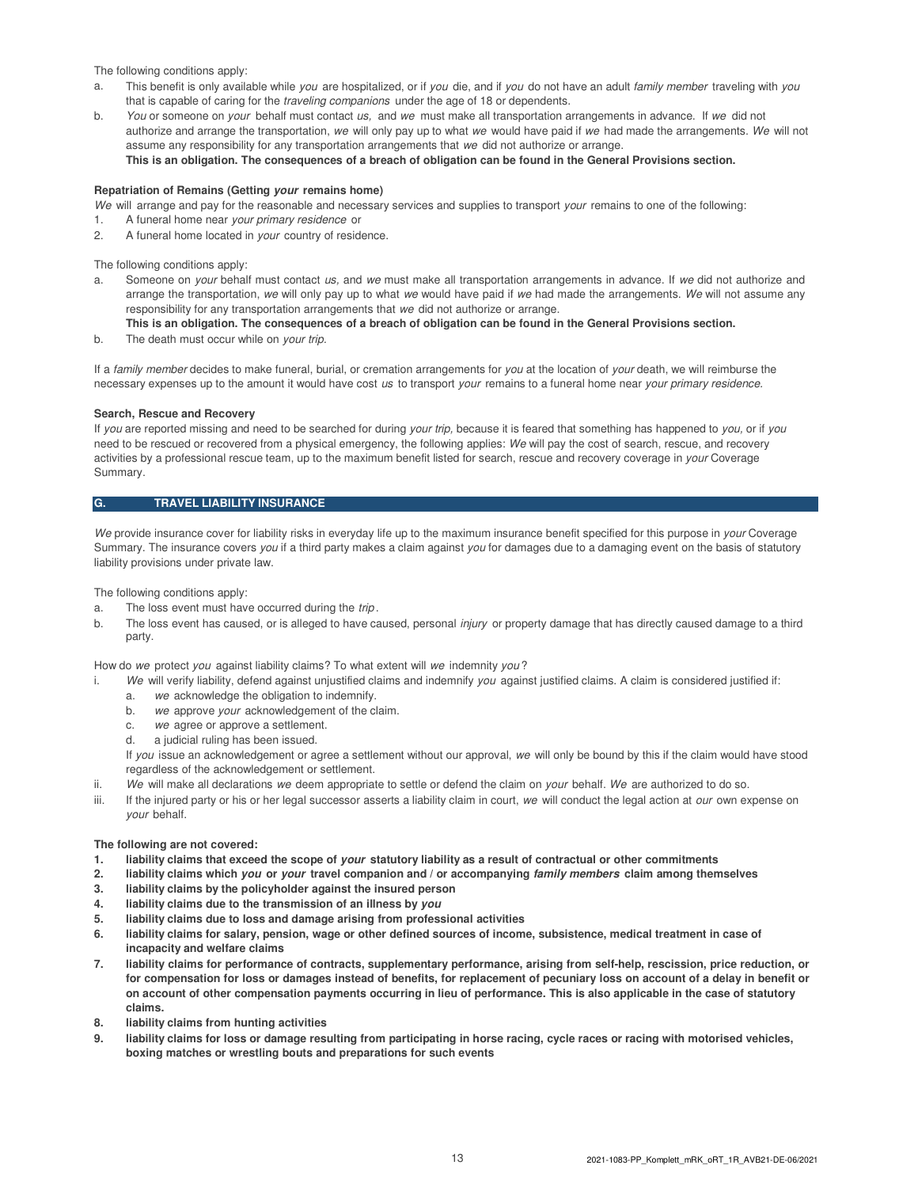The following conditions apply:

a. This benefit is only available while *you* are hospitalized, or if *you* die, and if *you* do not have an adult *family member* traveling with *you* that is capable of caring for the *traveling companions* under the age of 18 or dependents.
b. *You* or someone on *your* behalf must contact *us,* and *we* must make all transportation arrangements in advance. If *we* did not authorize and arrange the transportation, *we* will only pay up to what *we* would have paid if *we* had made the arrangements. *We* will not assume any responsibility for any transportation arrangements that *we* did not authorize or arrange.
**This is an obligation. The consequences of a breach of obligation can be found in the General Provisions section.**

**Repatriation of Remains (Getting *your* remains home)**

*We* will arrange and pay for the reasonable and necessary services and supplies to transport *your* remains to one of the following:

1. A funeral home near *your primary residence* or
2. A funeral home located in *your* country of residence.

The following conditions apply:

a. Someone on *your* behalf must contact *us,* and *we* must make all transportation arrangements in advance. If *we* did not authorize and arrange the transportation, *we* will only pay up to what *we* would have paid if *we* had made the arrangements. *We* will not assume any responsibility for any transportation arrangements that *we* did not authorize or arrange.
**This is an obligation. The consequences of a breach of obligation can be found in the General Provisions section.**
b. The death must occur while on *your trip.*

If a *family member* decides to make funeral, burial, or cremation arrangements for *you* at the location of *your* death, we will reimburse the necessary expenses up to the amount it would have cost *us* to transport *your* remains to a funeral home near *your primary residence.*

**Search, Rescue and Recovery**

If *you* are reported missing and need to be searched for during *your trip,* because it is feared that something has happened to *you,* or if *you* need to be rescued or recovered from a physical emergency, the following applies: *We* will pay the cost of search, rescue, and recovery activities by a professional rescue team, up to the maximum benefit listed for search, rescue and recovery coverage in *your* Coverage Summary.

## G. TRAVEL LIABILITY INSURANCE

*We* provide insurance cover for liability risks in everyday life up to the maximum insurance benefit specified for this purpose in *your* Coverage Summary. The insurance covers *you* if a third party makes a claim against *you* for damages due to a damaging event on the basis of statutory liability provisions under private law.

The following conditions apply:

a. The loss event must have occurred during the *trip*.
b. The loss event has caused, or is alleged to have caused, personal *injury* or property damage that has directly caused damage to a third party.

How do *we* protect *you* against liability claims? To what extent will *we* indemnity *you*?

i. *We* will verify liability, defend against unjustified claims and indemnify *you* against justified claims. A claim is considered justified if:
   a. *we* acknowledge the obligation to indemnify.
   b. *we* approve *your* acknowledgement of the claim.
   c. *we* agree or approve a settlement.
   d. a judicial ruling has been issued.

   If *you* issue an acknowledgement or agree a settlement without our approval, *we* will only be bound by this if the claim would have stood regardless of the acknowledgement or settlement.
ii. *We* will make all declarations *we* deem appropriate to settle or defend the claim on *your* behalf. *We* are authorized to do so.
iii. If the injured party or his or her legal successor asserts a liability claim in court, *we* will conduct the legal action at *our* own expense on *your* behalf.

**The following are not covered:**

1. **liability claims that exceed the scope of *your* statutory liability as a result of contractual or other commitments**
2. **liability claims which *you* or *your* travel companion and / or accompanying *family members* claim among themselves**
3. **liability claims by the policyholder against the insured person**
4. **liability claims due to the transmission of an illness by *you***
5. **liability claims due to loss and damage arising from professional activities**
6. **liability claims for salary, pension, wage or other defined sources of income, subsistence, medical treatment in case of incapacity and welfare claims**
7. **liability claims for performance of contracts, supplementary performance, arising from self-help, rescission, price reduction, or for compensation for loss or damages instead of benefits, for replacement of pecuniary loss on account of a delay in benefit or on account of other compensation payments occurring in lieu of performance. This is also applicable in the case of statutory claims.**
8. **liability claims from hunting activities**
9. **liability claims for loss or damage resulting from participating in horse racing, cycle races or racing with motorised vehicles, boxing matches or wrestling bouts and preparations for such events**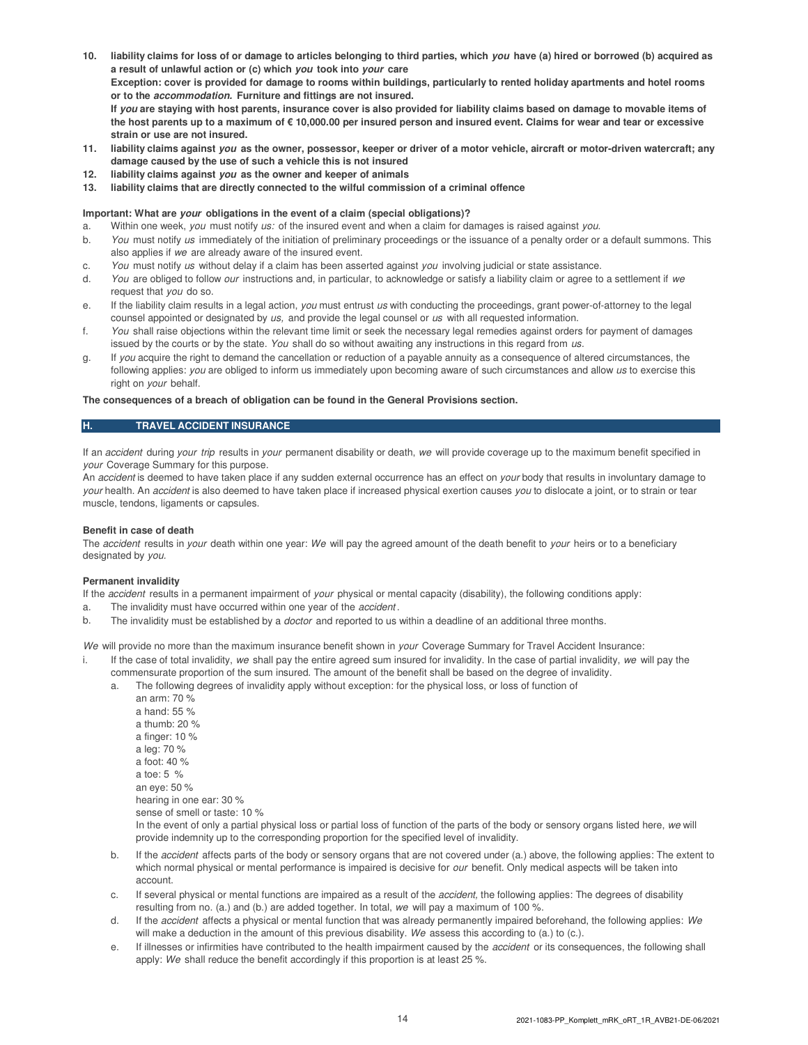10. **liability claims for loss of or damage to articles belonging to third parties, which *you* have (a) hired or borrowed (b) acquired as a result of unlawful action or (c) which *you* took into *your* care**
    **Exception: cover is provided for damage to rooms within buildings, particularly to rented holiday apartments and hotel rooms or to the *accommodation.* Furniture and fittings are not insured.**
    **If *you* are staying with host parents, insurance cover is also provided for liability claims based on damage to movable items of the host parents up to a maximum of € 10,000.00 per insured person and insured event. Claims for wear and tear or excessive strain or use are not insured.**
11. **liability claims against *you* as the owner, possessor, keeper or driver of a motor vehicle, aircraft or motor-driven watercraft; any damage caused by the use of such a vehicle this is not insured**
12. **liability claims against *you* as the owner and keeper of animals**
13. **liability claims that are directly connected to the wilful commission of a criminal offence**

**Important: What are *your* obligations in the event of a claim (special obligations)?**

a. Within one week, *you* must notify *us:* of the insured event and when a claim for damages is raised against *you.*
b. *You* must notify *us* immediately of the initiation of preliminary proceedings or the issuance of a penalty order or a default summons. This also applies if *we* are already aware of the insured event.
c. *You* must notify *us* without delay if a claim has been asserted against *you* involving judicial or state assistance.
d. *You* are obliged to follow *our* instructions and, in particular, to acknowledge or satisfy a liability claim or agree to a settlement if *we* request that *you* do so.
e. If the liability claim results in a legal action, *you* must entrust *us* with conducting the proceedings, grant power-of-attorney to the legal counsel appointed or designated by *us,* and provide the legal counsel or *us* with all requested information.
f. *You* shall raise objections within the relevant time limit or seek the necessary legal remedies against orders for payment of damages issued by the courts or by the state. *You* shall do so without awaiting any instructions in this regard from *us.*
g. If *you* acquire the right to demand the cancellation or reduction of a payable annuity as a consequence of altered circumstances, the following applies: *you* are obliged to inform us immediately upon becoming aware of such circumstances and allow *us* to exercise this right on *your* behalf.

**The consequences of a breach of obligation can be found in the General Provisions section.**

## H. TRAVEL ACCIDENT INSURANCE

If an *accident* during *your trip* results in *your* permanent disability or death, *we* will provide coverage up to the maximum benefit specified in *your* Coverage Summary for this purpose.
An *accident* is deemed to have taken place if any sudden external occurrence has an effect on *your* body that results in involuntary damage to *your* health. An *accident* is also deemed to have taken place if increased physical exertion causes *you* to dislocate a joint, or to strain or tear muscle, tendons, ligaments or capsules.

**Benefit in case of death**

The *accident* results in *your* death within one year: *We* will pay the agreed amount of the death benefit to *your* heirs or to a beneficiary designated by *you.*

**Permanent invalidity**

If the *accident* results in a permanent impairment of *your* physical or mental capacity (disability), the following conditions apply:

a. The invalidity must have occurred within one year of the *accident*.
b. The invalidity must be established by a *doctor* and reported to us within a deadline of an additional three months.

*We* will provide no more than the maximum insurance benefit shown in *your* Coverage Summary for Travel Accident Insurance:

i. If the case of total invalidity, *we* shall pay the entire agreed sum insured for invalidity. In the case of partial invalidity, *we* will pay the commensurate proportion of the sum insured. The amount of the benefit shall be based on the degree of invalidity.
   a. The following degrees of invalidity apply without exception: for the physical loss, or loss of function of
      an arm: 70 %
      a hand: 55 %
      a thumb: 20 %
      a finger: 10 %
      a leg: 70 %
      a foot: 40 %
      a toe: 5 %
      an eye: 50 %
      hearing in one ear: 30 %
      sense of smell or taste: 10 %
      In the event of only a partial physical loss or partial loss of function of the parts of the body or sensory organs listed here, *we* will provide indemnity up to the corresponding proportion for the specified level of invalidity.
   b. If the *accident* affects parts of the body or sensory organs that are not covered under (a.) above, the following applies: The extent to which normal physical or mental performance is impaired is decisive for *our* benefit. Only medical aspects will be taken into account.
   c. If several physical or mental functions are impaired as a result of the *accident,* the following applies: The degrees of disability resulting from no. (a.) and (b.) are added together. In total, *we* will pay a maximum of 100 %.
   d. If the *accident* affects a physical or mental function that was already permanently impaired beforehand, the following applies: *We* will make a deduction in the amount of this previous disability. *We* assess this according to (a.) to (c.).
   e. If illnesses or infirmities have contributed to the health impairment caused by the *accident* or its consequences, the following shall apply: *We* shall reduce the benefit accordingly if this proportion is at least 25 %.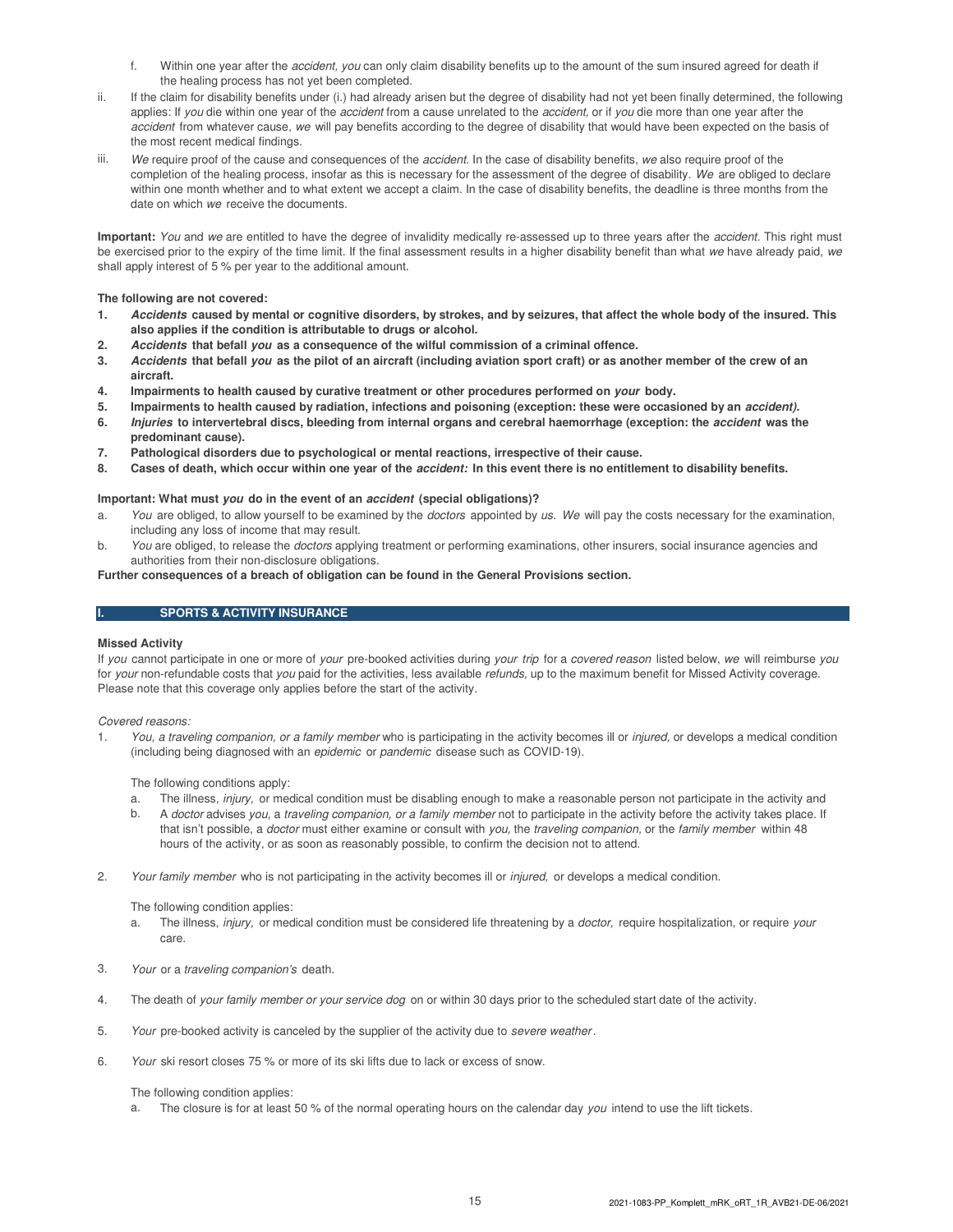f. Within one year after the *accident*, *you* can only claim disability benefits up to the amount of the sum insured agreed for death if the healing process has not yet been completed.

ii. If the claim for disability benefits under (i.) had already arisen but the degree of disability had not yet been finally determined, the following applies: If *you* die within one year of the *accident* from a cause unrelated to the *accident*, or if *you* die more than one year after the *accident* from whatever cause, *we* will pay benefits according to the degree of disability that would have been expected on the basis of the most recent medical findings.

iii. *We* require proof of the cause and consequences of the *accident*. In the case of disability benefits, *we* also require proof of the completion of the healing process, insofar as this is necessary for the assessment of the degree of disability. *We* are obliged to declare within one month whether and to what extent we accept a claim. In the case of disability benefits, the deadline is three months from the date on which *we* receive the documents.

**Important:** *You* and *we* are entitled to have the degree of invalidity medically re-assessed up to three years after the *accident*. This right must be exercised prior to the expiry of the time limit. If the final assessment results in a higher disability benefit than what *we* have already paid, *we* shall apply interest of 5 % per year to the additional amount.

**The following are not covered:**

1. ***Accidents* caused by mental or cognitive disorders, by strokes, and by seizures, that affect the whole body of the insured. This also applies if the condition is attributable to drugs or alcohol.**
2. ***Accidents* that befall *you* as a consequence of the wilful commission of a criminal offence.**
3. ***Accidents* that befall *you* as the pilot of an aircraft (including aviation sport craft) or as another member of the crew of an aircraft.**
4. **Impairments to health caused by curative treatment or other procedures performed on *your* body.**
5. **Impairments to health caused by radiation, infections and poisoning (exception: these were occasioned by an *accident*).**
6. ***Injuries* to intervertebral discs, bleeding from internal organs and cerebral haemorrhage (exception: the *accident* was the predominant cause).**
7. **Pathological disorders due to psychological or mental reactions, irrespective of their cause.**
8. **Cases of death, which occur within one year of the *accident*: In this event there is no entitlement to disability benefits.**

**Important: What must *you* do in the event of an *accident* (special obligations)?**

a. *You* are obliged, to allow yourself to be examined by the *doctors* appointed by *us*. *We* will pay the costs necessary for the examination, including any loss of income that may result.
b. *You* are obliged, to release the *doctors* applying treatment or performing examinations, other insurers, social insurance agencies and authorities from their non-disclosure obligations.

**Further consequences of a breach of obligation can be found in the General Provisions section.**

## I. SPORTS & ACTIVITY INSURANCE

**Missed Activity**

If *you* cannot participate in one or more of *your* pre-booked activities during *your trip* for a *covered reason* listed below, *we* will reimburse *you* for *your* non-refundable costs that *you* paid for the activities, less available *refunds*, up to the maximum benefit for Missed Activity coverage. Please note that this coverage only applies before the start of the activity.

*Covered reasons:*

1. *You, a traveling companion, or a family member* who is participating in the activity becomes ill or *injured*, or develops a medical condition (including being diagnosed with an *epidemic* or *pandemic* disease such as COVID-19).

   The following conditions apply:

   a. The illness, *injury*, or medical condition must be disabling enough to make a reasonable person not participate in the activity and
   b. A *doctor* advises *you*, a *traveling companion, or a family member* not to participate in the activity before the activity takes place. If that isn't possible, a *doctor* must either examine or consult with *you*, the *traveling companion*, or the *family member* within 48 hours of the activity, or as soon as reasonably possible, to confirm the decision not to attend.

2. *Your family member* who is not participating in the activity becomes ill or *injured*, or develops a medical condition.

   The following condition applies:

   a. The illness, *injury*, or medical condition must be considered life threatening by a *doctor*, require hospitalization, or require *your* care.

3. *Your* or a *traveling companion's* death.

4. The death of *your family member or your service dog* on or within 30 days prior to the scheduled start date of the activity.

5. *Your* pre-booked activity is canceled by the supplier of the activity due to *severe weather*.

6. *Your* ski resort closes 75 % or more of its ski lifts due to lack or excess of snow.

   The following condition applies:

   a. The closure is for at least 50 % of the normal operating hours on the calendar day *you* intend to use the lift tickets.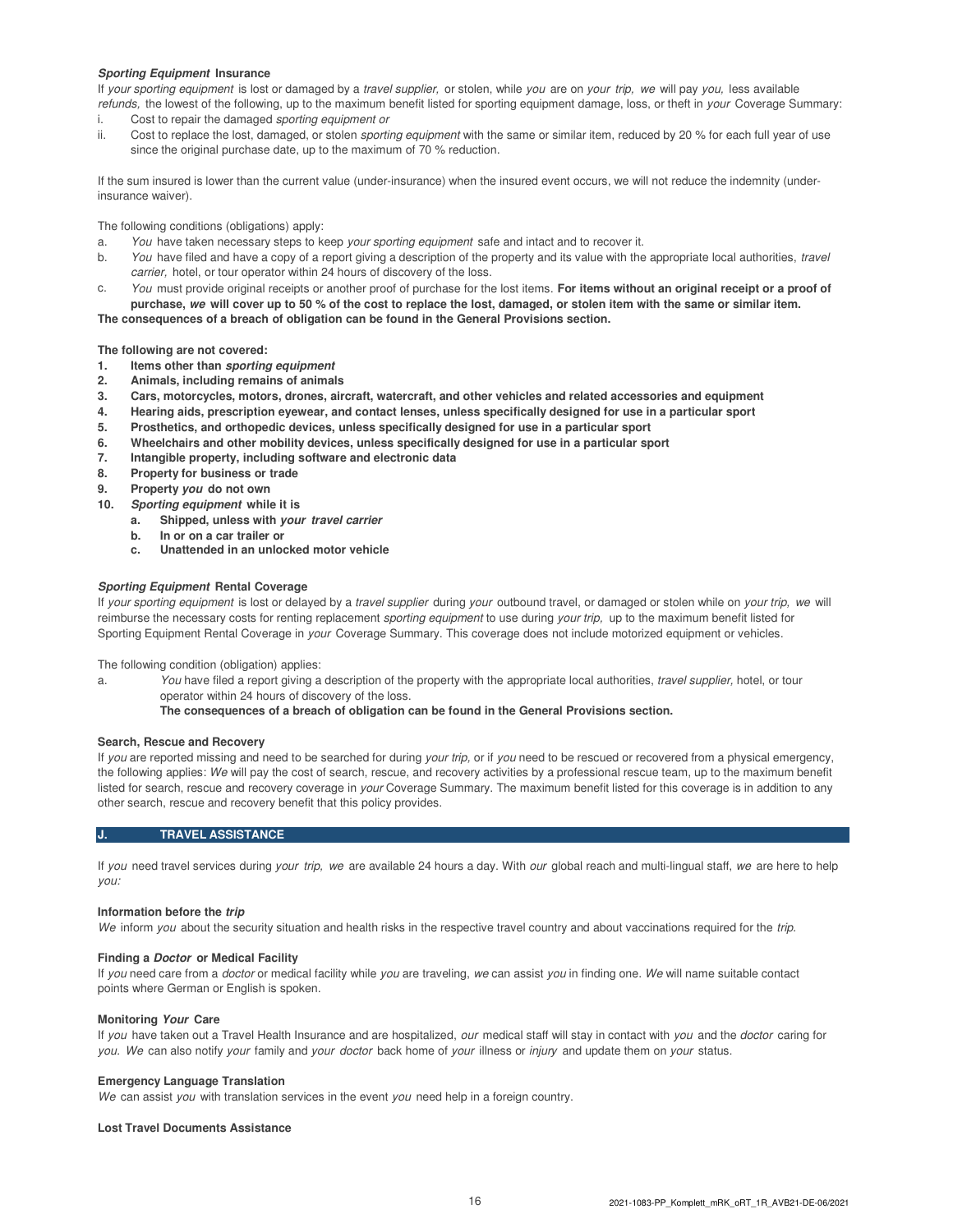### ***Sporting Equipment*** Insurance

If *your sporting equipment* is lost or damaged by a *travel supplier,* or stolen, while *you* are on *your trip, we* will pay *you,* less available *refunds,* the lowest of the following, up to the maximum benefit listed for sporting equipment damage, loss, or theft in *your* Coverage Summary:

i. Cost to repair the damaged *sporting equipment or*
ii. Cost to replace the lost, damaged, or stolen *sporting equipment* with the same or similar item, reduced by 20 % for each full year of use since the original purchase date, up to the maximum of 70 % reduction.

If the sum insured is lower than the current value (under-insurance) when the insured event occurs, we will not reduce the indemnity (under-insurance waiver).

The following conditions (obligations) apply:

a. *You* have taken necessary steps to keep *your sporting equipment* safe and intact and to recover it.
b. *You* have filed and have a copy of a report giving a description of the property and its value with the appropriate local authorities, *travel carrier,* hotel, or tour operator within 24 hours of discovery of the loss.
c. *You* must provide original receipts or another proof of purchase for the lost items. **For items without an original receipt or a proof of purchase, *we* will cover up to 50 % of the cost to replace the lost, damaged, or stolen item with the same or similar item.**

**The consequences of a breach of obligation can be found in the General Provisions section.**

**The following are not covered:**

1. **Items other than *sporting equipment***
2. **Animals, including remains of animals**
3. **Cars, motorcycles, motors, drones, aircraft, watercraft, and other vehicles and related accessories and equipment**
4. **Hearing aids, prescription eyewear, and contact lenses, unless specifically designed for use in a particular sport**
5. **Prosthetics, and orthopedic devices, unless specifically designed for use in a particular sport**
6. **Wheelchairs and other mobility devices, unless specifically designed for use in a particular sport**
7. **Intangible property, including software and electronic data**
8. **Property for business or trade**
9. **Property *you* do not own**
10. ***Sporting equipment* while it is**
    a. **Shipped, unless with *your travel carrier***
    b. **In or on a car trailer or**
    c. **Unattended in an unlocked motor vehicle**

### ***Sporting Equipment*** Rental Coverage

If *your sporting equipment* is lost or delayed by a *travel supplier* during *your* outbound travel, or damaged or stolen while on *your trip, we* will reimburse the necessary costs for renting replacement *sporting equipment* to use during *your trip,* up to the maximum benefit listed for Sporting Equipment Rental Coverage in *your* Coverage Summary. This coverage does not include motorized equipment or vehicles.

The following condition (obligation) applies:

a. *You* have filed a report giving a description of the property with the appropriate local authorities, *travel supplier,* hotel, or tour operator within 24 hours of discovery of the loss.
   **The consequences of a breach of obligation can be found in the General Provisions section.**

### Search, Rescue and Recovery

If *you* are reported missing and need to be searched for during *your trip,* or if *you* need to be rescued or recovered from a physical emergency, the following applies: *We* will pay the cost of search, rescue, and recovery activities by a professional rescue team, up to the maximum benefit listed for search, rescue and recovery coverage in *your* Coverage Summary. The maximum benefit listed for this coverage is in addition to any other search, rescue and recovery benefit that this policy provides.

## J. TRAVEL ASSISTANCE

If *you* need travel services during *your trip, we* are available 24 hours a day. With *our* global reach and multi-lingual staff, *we* are here to help *you:*

### Information before the ***trip***

*We* inform *you* about the security situation and health risks in the respective travel country and about vaccinations required for the *trip.*

### Finding a ***Doctor*** or Medical Facility

If *you* need care from a *doctor* or medical facility while *you* are traveling, *we* can assist *you* in finding one. *We* will name suitable contact points where German or English is spoken.

### Monitoring ***Your*** Care

If *you* have taken out a Travel Health Insurance and are hospitalized, *our* medical staff will stay in contact with *you* and the *doctor* caring for *you. We* can also notify *your* family and *your doctor* back home of *your* illness or *injury* and update them on *your* status.

### Emergency Language Translation

*We* can assist *you* with translation services in the event *you* need help in a foreign country.

### Lost Travel Documents Assistance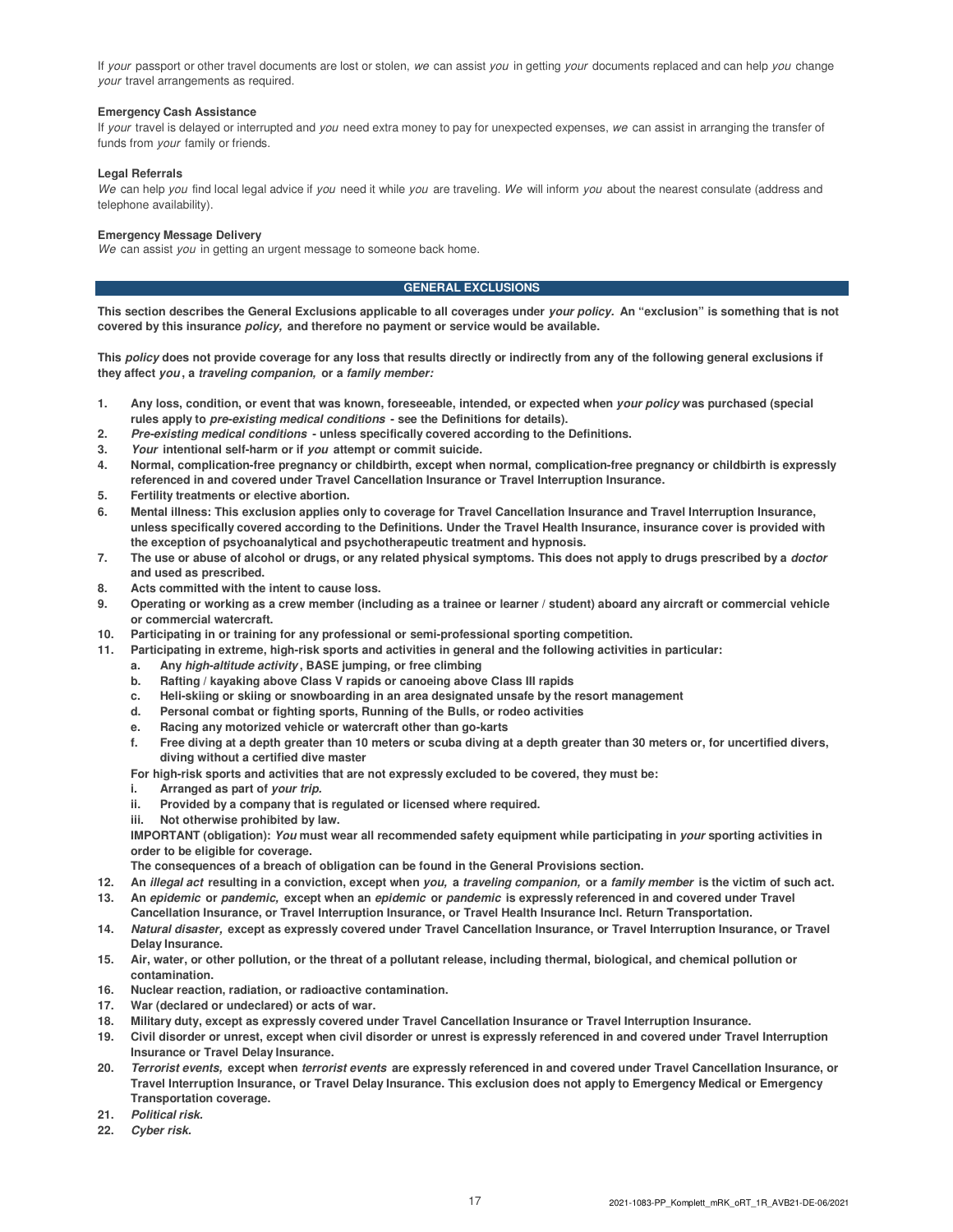If *your* passport or other travel documents are lost or stolen, *we* can assist *you* in getting *your* documents replaced and can help *you* change *your* travel arrangements as required.

**Emergency Cash Assistance**

If *your* travel is delayed or interrupted and *you* need extra money to pay for unexpected expenses, *we* can assist in arranging the transfer of funds from *your* family or friends.

**Legal Referrals**

*We* can help *you* find local legal advice if *you* need it while *you* are traveling. *We* will inform *you* about the nearest consulate (address and telephone availability).

**Emergency Message Delivery**

*We* can assist *you* in getting an urgent message to someone back home.

## GENERAL EXCLUSIONS

**This section describes the General Exclusions applicable to all coverages under *your policy.* An "exclusion" is something that is not covered by this insurance *policy,* and therefore no payment or service would be available.**

**This *policy* does not provide coverage for any loss that results directly or indirectly from any of the following general exclusions if they affect *you*, a *traveling companion,* or a *family member:***

1. **Any loss, condition, or event that was known, foreseeable, intended, or expected when *your policy* was purchased (special rules apply to *pre-existing medical conditions* - see the Definitions for details).**
2. ***Pre-existing medical conditions* - unless specifically covered according to the Definitions.**
3. ***Your* intentional self-harm or if *you* attempt or commit suicide.**
4. **Normal, complication-free pregnancy or childbirth, except when normal, complication-free pregnancy or childbirth is expressly referenced in and covered under Travel Cancellation Insurance or Travel Interruption Insurance.**
5. **Fertility treatments or elective abortion.**
6. **Mental illness: This exclusion applies only to coverage for Travel Cancellation Insurance and Travel Interruption Insurance, unless specifically covered according to the Definitions. Under the Travel Health Insurance, insurance cover is provided with the exception of psychoanalytical and psychotherapeutic treatment and hypnosis.**
7. **The use or abuse of alcohol or drugs, or any related physical symptoms. This does not apply to drugs prescribed by a *doctor* and used as prescribed.**
8. **Acts committed with the intent to cause loss.**
9. **Operating or working as a crew member (including as a trainee or learner / student) aboard any aircraft or commercial vehicle or commercial watercraft.**
10. **Participating in or training for any professional or semi-professional sporting competition.**
11. **Participating in extreme, high-risk sports and activities in general and the following activities in particular:**
    a. **Any *high-altitude activity*, BASE jumping, or free climbing**
    b. **Rafting / kayaking above Class V rapids or canoeing above Class III rapids**
    c. **Heli-skiing or skiing or snowboarding in an area designated unsafe by the resort management**
    d. **Personal combat or fighting sports, Running of the Bulls, or rodeo activities**
    e. **Racing any motorized vehicle or watercraft other than go-karts**
    f. **Free diving at a depth greater than 10 meters or scuba diving at a depth greater than 30 meters or, for uncertified divers, diving without a certified dive master**

    **For high-risk sports and activities that are not expressly excluded to be covered, they must be:**
    i. **Arranged as part of *your trip.***
    ii. **Provided by a company that is regulated or licensed where required.**
    iii. **Not otherwise prohibited by law.**

    **IMPORTANT (obligation): *You* must wear all recommended safety equipment while participating in *your* sporting activities in order to be eligible for coverage.**
    **The consequences of a breach of obligation can be found in the General Provisions section.**
12. **An *illegal act* resulting in a conviction, except when *you,* a *traveling companion,* or a *family member* is the victim of such act.**
13. **An *epidemic* or *pandemic,* except when an *epidemic* or *pandemic* is expressly referenced in and covered under Travel Cancellation Insurance, or Travel Interruption Insurance, or Travel Health Insurance Incl. Return Transportation.**
14. ***Natural disaster,* except as expressly covered under Travel Cancellation Insurance, or Travel Interruption Insurance, or Travel Delay Insurance.**
15. **Air, water, or other pollution, or the threat of a pollutant release, including thermal, biological, and chemical pollution or contamination.**
16. **Nuclear reaction, radiation, or radioactive contamination.**
17. **War (declared or undeclared) or acts of war.**
18. **Military duty, except as expressly covered under Travel Cancellation Insurance or Travel Interruption Insurance.**
19. **Civil disorder or unrest, except when civil disorder or unrest is expressly referenced in and covered under Travel Interruption Insurance or Travel Delay Insurance.**
20. ***Terrorist events,* except when *terrorist events* are expressly referenced in and covered under Travel Cancellation Insurance, or Travel Interruption Insurance, or Travel Delay Insurance. This exclusion does not apply to Emergency Medical or Emergency Transportation coverage.**
21. ***Political risk.***
22. ***Cyber risk.***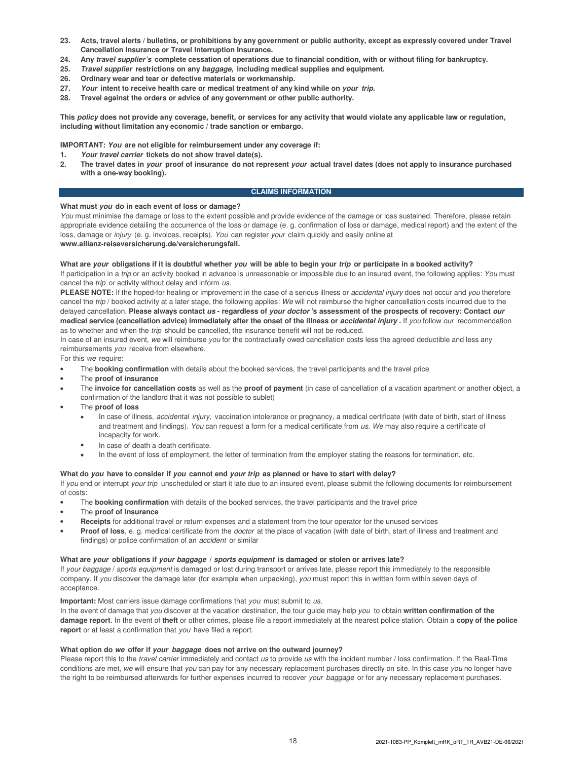23. **Acts, travel alerts / bulletins, or prohibitions by any government or public authority, except as expressly covered under Travel Cancellation Insurance or Travel Interruption Insurance.**
24. **Any *travel supplier's* complete cessation of operations due to financial condition, with or without filing for bankruptcy.**
25. ***Travel supplier* restrictions on any *baggage,* including medical supplies and equipment.**
26. **Ordinary wear and tear or defective materials or workmanship.**
27. ***Your* intent to receive health care or medical treatment of any kind while on *your trip.***
28. **Travel against the orders or advice of any government or other public authority.**

**This *policy* does not provide any coverage, benefit, or services for any activity that would violate any applicable law or regulation, including without limitation any economic / trade sanction or embargo.**

**IMPORTANT: *You* are not eligible for reimbursement under any coverage if:**

1. ***Your travel carrier* tickets do not show travel date(s).**
2. **The travel dates in *your* proof of insurance do not represent *your* actual travel dates (does not apply to insurance purchased with a one-way booking).**

## CLAIMS INFORMATION

**What must *you* do in each event of loss or damage?**

*You* must minimise the damage or loss to the extent possible and provide evidence of the damage or loss sustained. Therefore, please retain appropriate evidence detailing the occurrence of the loss or damage (e. g. confirmation of loss or damage, medical report) and the extent of the loss, damage or *injury* (e. g. invoices, receipts). *You* can register *your* claim quickly and easily online at **www.allianz-reiseversicherung.de/versicherungsfall.**

**What are *your* obligations if it is doubtful whether *you* will be able to begin your *trip* or participate in a booked activity?**

If participation in a *trip* or an activity booked in advance is unreasonable or impossible due to an insured event, the following applies: *You* must cancel the *trip* or activity without delay and inform *us.*

**PLEASE NOTE:** If the hoped-for healing or improvement in the case of a serious illness or *accidental injury* does not occur and *you* therefore cancel the *trip* / booked activity at a later stage, the following applies: *We* will not reimburse the higher cancellation costs incurred due to the delayed cancellation. **Please always contact *us* - regardless of *your doctor* 's assessment of the prospects of recovery: Contact *our* medical service (cancellation advice) immediately after the onset of the illness or *accidental injury* .** If *you* follow *our* recommendation as to whether and when the *trip* should be cancelled, the insurance benefit will not be reduced.

In case of an insured event, *we* will reimburse *you* for the contractually owed cancellation costs less the agreed deductible and less any reimbursements *you* receive from elsewhere.

For this *we* require:

- The **booking confirmation** with details about the booked services, the travel participants and the travel price
- The **proof of insurance**
- The **invoice for cancellation costs** as well as the **proof of payment** (in case of cancellation of a vacation apartment or another object, a confirmation of the landlord that it was not possible to sublet)
- The **proof of loss**
  - In case of illness, *accidental injury,* vaccination intolerance or pregnancy, a medical certificate (with date of birth, start of illness and treatment and findings). *You* can request a form for a medical certificate from *us. We* may also require a certificate of incapacity for work.
  - In case of death a death certificate.
  - In the event of loss of employment, the letter of termination from the employer stating the reasons for termination, etc.

**What do *you* have to consider if *you* cannot end *your trip* as planned or have to start with delay?**

If *you* end or interrupt *your trip* unscheduled or start it late due to an insured event, please submit the following documents for reimbursement of costs:

- The **booking confirmation** with details of the booked services, the travel participants and the travel price
- The **proof of insurance**
- **Receipts** for additional travel or return expenses and a statement from the tour operator for the unused services
- **Proof of loss**, e. g. medical certificate from the *doctor* at the place of vacation (with date of birth, start of illness and treatment and findings) or police confirmation of an *accident* or similar

**What are *your* obligations if *your baggage* / *sports equipment* is damaged or stolen or arrives late?**

If *your baggage* / *sports equipment* is damaged or lost during transport or arrives late, please report this immediately to the responsible company. If *you* discover the damage later (for example when unpacking), *you* must report this in written form within seven days of acceptance.

**Important:** Most carriers issue damage confirmations that *you* must submit to *us.*

In the event of damage that *you* discover at the vacation destination, the tour guide may help *you* to obtain **written confirmation of the damage report**. In the event of **theft** or other crimes, please file a report immediately at the nearest police station. Obtain a **copy of the police report** or at least a confirmation that *you* have filed a report.

**What option do *we* offer if *your baggage* does not arrive on the outward journey?**

Please report this to the *travel carrier* immediately and contact *us* to provide *us* with the incident number / loss confirmation. If the Real-Time conditions are met, *we* will ensure that *you* can pay for any necessary replacement purchases directly on site. In this case *you* no longer have the right to be reimbursed afterwards for further expenses incurred to recover *your baggage* or for any necessary replacement purchases.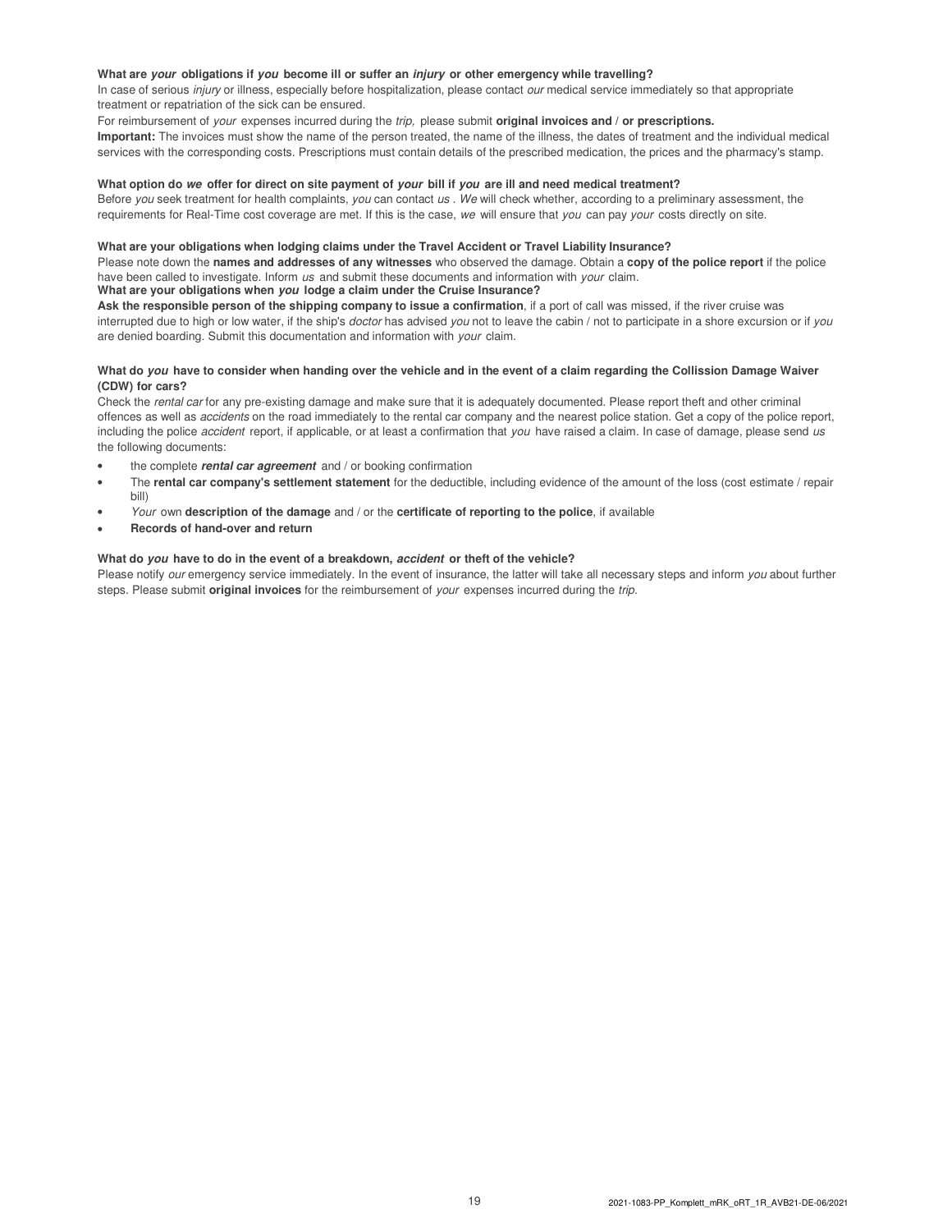**What are *your* obligations if *you* become ill or suffer an *injury* or other emergency while travelling?**

In case of serious *injury* or illness, especially before hospitalization, please contact *our* medical service immediately so that appropriate treatment or repatriation of the sick can be ensured.

For reimbursement of *your* expenses incurred during the *trip,* please submit **original invoices and / or prescriptions.**

**Important:** The invoices must show the name of the person treated, the name of the illness, the dates of treatment and the individual medical services with the corresponding costs. Prescriptions must contain details of the prescribed medication, the prices and the pharmacy's stamp.

**What option do *we* offer for direct on site payment of *your* bill if *you* are ill and need medical treatment?**

Before *you* seek treatment for health complaints, *you* can contact *us* . *We* will check whether, according to a preliminary assessment, the requirements for Real-Time cost coverage are met. If this is the case, *we* will ensure that *you* can pay *your* costs directly on site.

**What are your obligations when lodging claims under the Travel Accident or Travel Liability Insurance?**

Please note down the **names and addresses of any witnesses** who observed the damage. Obtain a **copy of the police report** if the police have been called to investigate. Inform *us* and submit these documents and information with *your* claim.

**What are your obligations when *you* lodge a claim under the Cruise Insurance?**

**Ask the responsible person of the shipping company to issue a confirmation**, if a port of call was missed, if the river cruise was interrupted due to high or low water, if the ship's *doctor* has advised *you* not to leave the cabin / not to participate in a shore excursion or if *you* are denied boarding. Submit this documentation and information with *your* claim.

**What do *you* have to consider when handing over the vehicle and in the event of a claim regarding the Collission Damage Waiver (CDW) for cars?**

Check the *rental car* for any pre-existing damage and make sure that it is adequately documented. Please report theft and other criminal offences as well as *accidents* on the road immediately to the rental car company and the nearest police station. Get a copy of the police report, including the police *accident* report, if applicable, or at least a confirmation that *you* have raised a claim. In case of damage, please send *us* the following documents:

- the complete ***rental car agreement*** and / or booking confirmation
- The **rental car company's settlement statement** for the deductible, including evidence of the amount of the loss (cost estimate / repair bill)
- *Your* own **description of the damage** and / or the **certificate of reporting to the police**, if available
- **Records of hand-over and return**

**What do *you* have to do in the event of a breakdown, *accident* or theft of the vehicle?**

Please notify *our* emergency service immediately. In the event of insurance, the latter will take all necessary steps and inform *you* about further steps. Please submit **original invoices** for the reimbursement of *your* expenses incurred during the *trip.*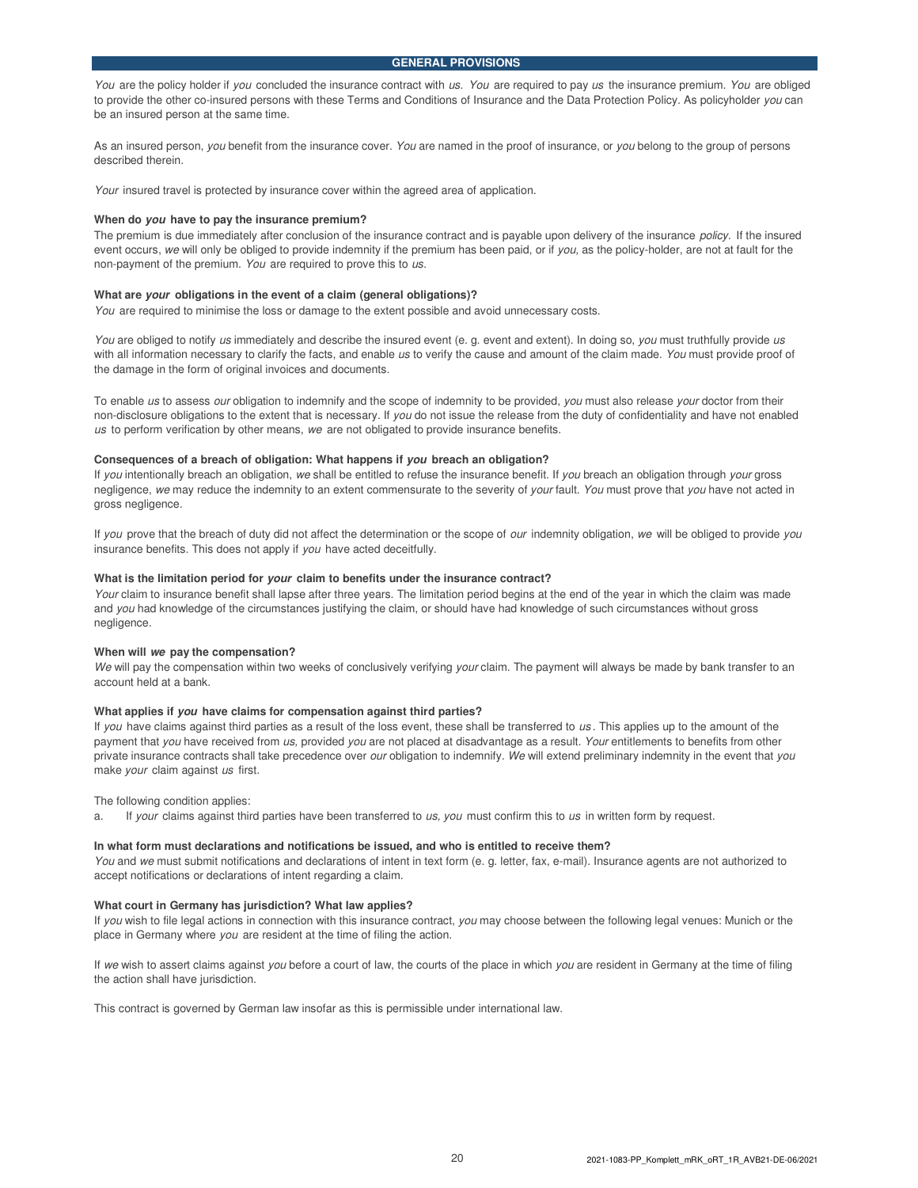## GENERAL PROVISIONS

*You* are the policy holder if *you* concluded the insurance contract with *us*. *You* are required to pay *us* the insurance premium. *You* are obliged to provide the other co-insured persons with these Terms and Conditions of Insurance and the Data Protection Policy. As policyholder *you* can be an insured person at the same time.

As an insured person, *you* benefit from the insurance cover. *You* are named in the proof of insurance, or *you* belong to the group of persons described therein.

*Your* insured travel is protected by insurance cover within the agreed area of application.

### When do *you* have to pay the insurance premium?

The premium is due immediately after conclusion of the insurance contract and is payable upon delivery of the insurance *policy*. If the insured event occurs, *we* will only be obliged to provide indemnity if the premium has been paid, or if *you*, as the policy-holder, are not at fault for the non-payment of the premium. *You* are required to prove this to *us*.

### What are *your* obligations in the event of a claim (general obligations)?

*You* are required to minimise the loss or damage to the extent possible and avoid unnecessary costs.

*You* are obliged to notify *us* immediately and describe the insured event (e. g. event and extent). In doing so, *you* must truthfully provide *us* with all information necessary to clarify the facts, and enable *us* to verify the cause and amount of the claim made. *You* must provide proof of the damage in the form of original invoices and documents.

To enable *us* to assess *our* obligation to indemnify and the scope of indemnity to be provided, *you* must also release *your* doctor from their non-disclosure obligations to the extent that is necessary. If *you* do not issue the release from the duty of confidentiality and have not enabled *us* to perform verification by other means, *we* are not obligated to provide insurance benefits.

### Consequences of a breach of obligation: What happens if *you* breach an obligation?

If *you* intentionally breach an obligation, *we* shall be entitled to refuse the insurance benefit. If *you* breach an obligation through *your* gross negligence, *we* may reduce the indemnity to an extent commensurate to the severity of *your* fault. *You* must prove that *you* have not acted in gross negligence.

If *you* prove that the breach of duty did not affect the determination or the scope of *our* indemnity obligation, *we* will be obliged to provide *you* insurance benefits. This does not apply if *you* have acted deceitfully.

### What is the limitation period for *your* claim to benefits under the insurance contract?

*Your* claim to insurance benefit shall lapse after three years. The limitation period begins at the end of the year in which the claim was made and *you* had knowledge of the circumstances justifying the claim, or should have had knowledge of such circumstances without gross negligence.

### When will *we* pay the compensation?

*We* will pay the compensation within two weeks of conclusively verifying *your* claim. The payment will always be made by bank transfer to an account held at a bank.

### What applies if *you* have claims for compensation against third parties?

If *you* have claims against third parties as a result of the loss event, these shall be transferred to *us*. This applies up to the amount of the payment that *you* have received from *us*, provided *you* are not placed at disadvantage as a result. *Your* entitlements to benefits from other private insurance contracts shall take precedence over *our* obligation to indemnify. *We* will extend preliminary indemnity in the event that *you* make *your* claim against *us* first.

The following condition applies:

a. If *your* claims against third parties have been transferred to *us*, *you* must confirm this to *us* in written form by request.

### In what form must declarations and notifications be issued, and who is entitled to receive them?

*You* and *we* must submit notifications and declarations of intent in text form (e. g. letter, fax, e-mail). Insurance agents are not authorized to accept notifications or declarations of intent regarding a claim.

### What court in Germany has jurisdiction? What law applies?

If *you* wish to file legal actions in connection with this insurance contract, *you* may choose between the following legal venues: Munich or the place in Germany where *you* are resident at the time of filing the action.

If *we* wish to assert claims against *you* before a court of law, the courts of the place in which *you* are resident in Germany at the time of filing the action shall have jurisdiction.

This contract is governed by German law insofar as this is permissible under international law.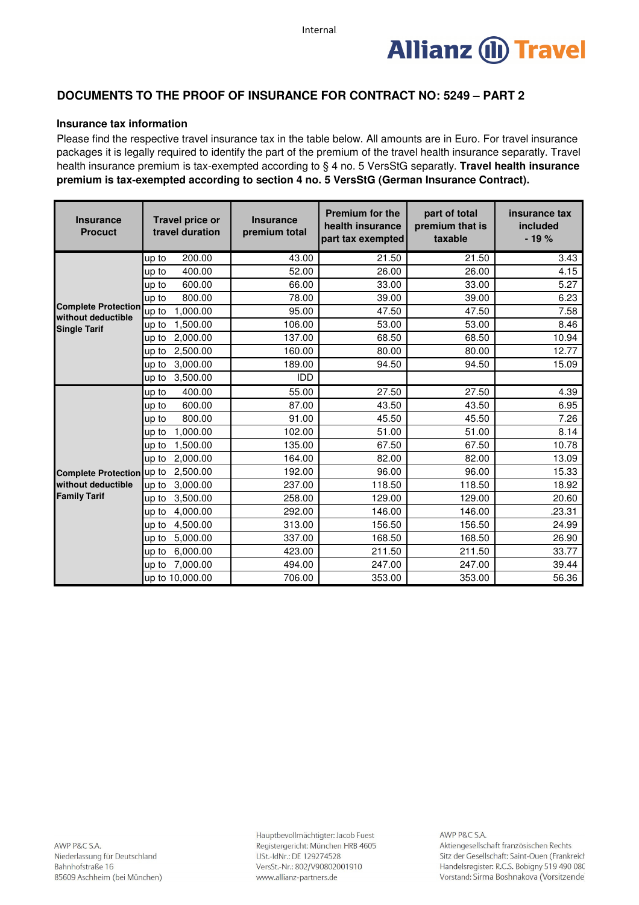## DOCUMENTS TO THE PROOF OF INSURANCE FOR CONTRACT NO: 5249 – PART 2

### Insurance tax information

Please find the respective travel insurance tax in the table below. All amounts are in Euro. For travel insurance packages it is legally required to identify the part of the premium of the travel health insurance separatly. Travel health insurance premium is tax-exempted according to § 4 no. 5 VersStG separatly. **Travel health insurance premium is tax-exempted according to section 4 no. 5 VersStG (German Insurance Contract).**

| Insurance Procuct | Travel price or travel duration | Insurance premium total | Premium for the health insurance part tax exempted | part of total premium that is taxable | insurance tax included - 19 % |
|---|---|---|---|---|---|
| Complete Protection without deductible Single Tarif | up to 200.00 | 43.00 | 21.50 | 21.50 | 3.43 |
| | up to 400.00 | 52.00 | 26.00 | 26.00 | 4.15 |
| | up to 600.00 | 66.00 | 33.00 | 33.00 | 5.27 |
| | up to 800.00 | 78.00 | 39.00 | 39.00 | 6.23 |
| | up to 1,000.00 | 95.00 | 47.50 | 47.50 | 7.58 |
| | up to 1,500.00 | 106.00 | 53.00 | 53.00 | 8.46 |
| | up to 2,000.00 | 137.00 | 68.50 | 68.50 | 10.94 |
| | up to 2,500.00 | 160.00 | 80.00 | 80.00 | 12.77 |
| | up to 3,000.00 | 189.00 | 94.50 | 94.50 | 15.09 |
| | up to 3,500.00 | IDD | | | |
| Complete Protection without deductible Family Tarif | up to 400.00 | 55.00 | 27.50 | 27.50 | 4.39 |
| | up to 600.00 | 87.00 | 43.50 | 43.50 | 6.95 |
| | up to 800.00 | 91.00 | 45.50 | 45.50 | 7.26 |
| | up to 1,000.00 | 102.00 | 51.00 | 51.00 | 8.14 |
| | up to 1,500.00 | 135.00 | 67.50 | 67.50 | 10.78 |
| | up to 2,000.00 | 164.00 | 82.00 | 82.00 | 13.09 |
| | up to 2,500.00 | 192.00 | 96.00 | 96.00 | 15.33 |
| | up to 3,000.00 | 237.00 | 118.50 | 118.50 | 18.92 |
| | up to 3,500.00 | 258.00 | 129.00 | 129.00 | 20.60 |
| | up to 4,000.00 | 292.00 | 146.00 | 146.00 | .23.31 |
| | up to 4,500.00 | 313.00 | 156.50 | 156.50 | 24.99 |
| | up to 5,000.00 | 337.00 | 168.50 | 168.50 | 26.90 |
| | up to 6,000.00 | 423.00 | 211.50 | 211.50 | 33.77 |
| | up to 7,000.00 | 494.00 | 247.00 | 247.00 | 39.44 |
| | up to 10,000.00 | 706.00 | 353.00 | 353.00 | 56.36 |